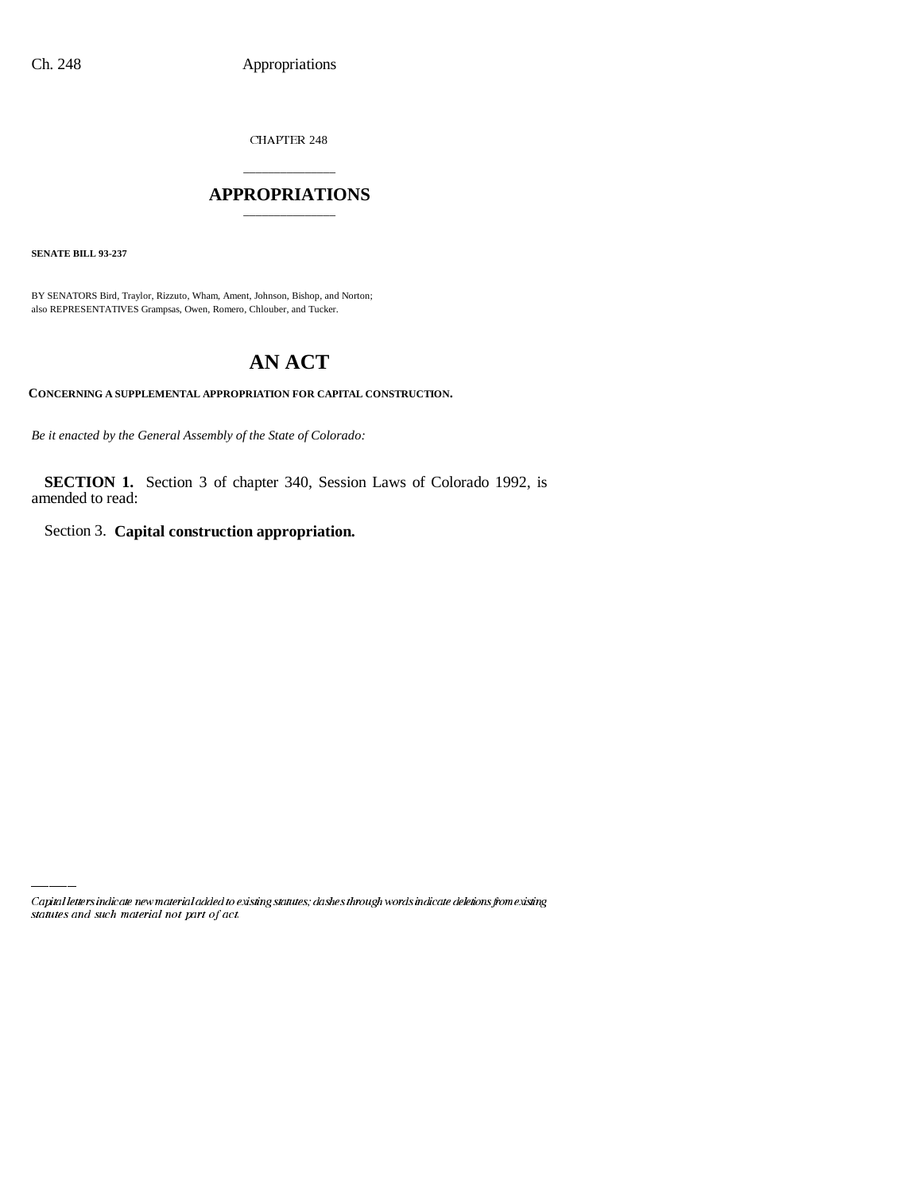CHAPTER 248

# APPROPRIATIONS

**SENATE BILL 93-237**

BY SENATORS Bird, Traylor, Rizzuto, Wham, Ament, Johnson, Bishop, and Norton;
also REPRESENTATIVES Grampsas, Owen, Romero, Chlouber, and Tucker.

# AN ACT

**CONCERNING A SUPPLEMENTAL APPROPRIATION FOR CAPITAL CONSTRUCTION.**

*Be it enacted by the General Assembly of the State of Colorado:*

**SECTION 1.** Section 3 of chapter 340, Session Laws of Colorado 1992, is amended to read:

Section 3. **Capital construction appropriation.**

*Capital letters indicate new material added to existing statutes; dashes through words indicate deletions from existing statutes and such material not part of act.*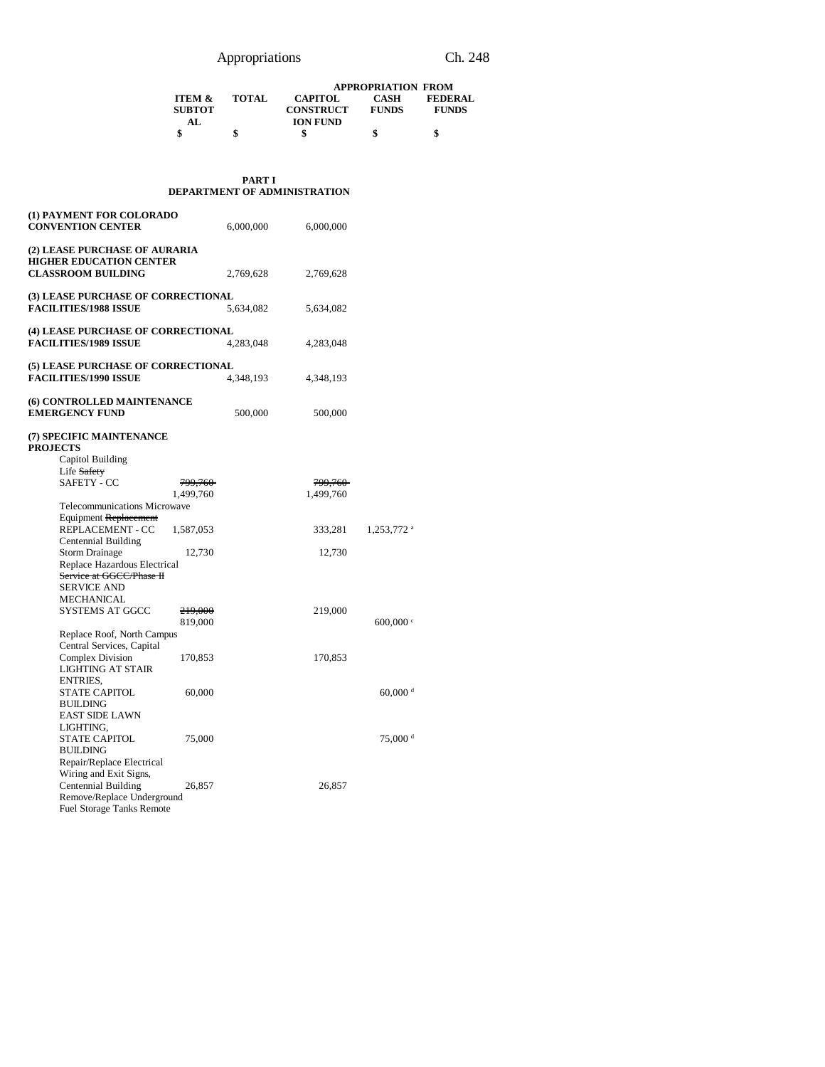| | ITEM & SUBTOTAL | TOTAL | APPROPRIATION FROM CAPITOL CONSTRUCTION FUND | CASH FUNDS | FEDERAL FUNDS |
|---|---|---|---|---|---|
| | $ | $ | $ | $ | $ |

**PART I**
**DEPARTMENT OF ADMINISTRATION**

| | ITEM & SUBTOTAL | TOTAL | CAPITOL CONSTRUCTION FUND | CASH FUNDS | FEDERAL FUNDS |
|---|---|---|---|---|---|
| **(1) PAYMENT FOR COLORADO CONVENTION CENTER** | | 6,000,000 | 6,000,000 | | |
| **(2) LEASE PURCHASE OF AURARIA HIGHER EDUCATION CENTER CLASSROOM BUILDING** | | 2,769,628 | 2,769,628 | | |
| **(3) LEASE PURCHASE OF CORRECTIONAL FACILITIES/1988 ISSUE** | | 5,634,082 | 5,634,082 | | |
| **(4) LEASE PURCHASE OF CORRECTIONAL FACILITIES/1989 ISSUE** | | 4,283,048 | 4,283,048 | | |
| **(5) LEASE PURCHASE OF CORRECTIONAL FACILITIES/1990 ISSUE** | | 4,348,193 | 4,348,193 | | |
| **(6) CONTROLLED MAINTENANCE EMERGENCY FUND** | | 500,000 | 500,000 | | |
| **(7) SPECIFIC MAINTENANCE PROJECTS** | | | | | |
| Capitol Building Life ~~Safety~~ SAFETY - CC | ~~799,760~~ 1,499,760 | | ~~799,760~~ 1,499,760 | | |
| Telecommunications Microwave Equipment ~~Replacement~~ REPLACEMENT - CC | 1,587,053 | | 333,281 | 1,253,772 [a] | |
| Centennial Building Storm Drainage | 12,730 | | 12,730 | | |
| Replace Hazardous Electrical ~~Service at GGCC/Phase II~~ SERVICE AND MECHANICAL SYSTEMS AT GGCC | ~~219,000~~ 819,000 | | 219,000 | 600,000 [c] | |
| Replace Roof, North Campus Central Services, Capital Complex Division | 170,853 | | 170,853 | | |
| LIGHTING AT STAIR ENTRIES, STATE CAPITOL BUILDING | 60,000 | | | 60,000 [d] | |
| EAST SIDE LAWN LIGHTING, STATE CAPITOL BUILDING | 75,000 | | | 75,000 [d] | |
| Repair/Replace Electrical Wiring and Exit Signs, Centennial Building | 26,857 | | 26,857 | | |
| Remove/Replace Underground Fuel Storage Tanks Remote | | | | | |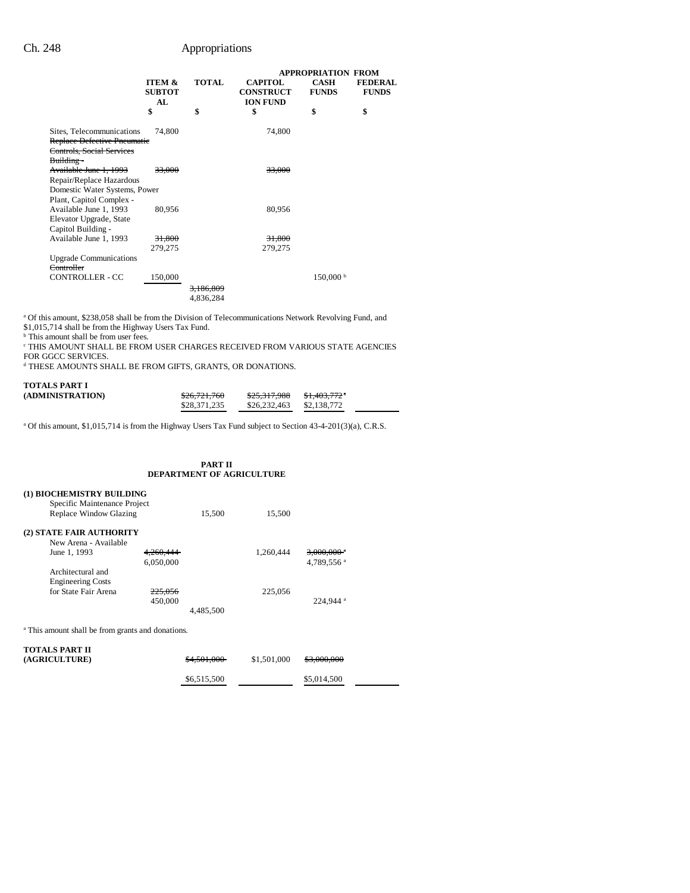|  | ITEM & SUBTOTAL | TOTAL | APPROPRIATION FROM CAPITOL CONSTRUCTION FUND | CASH FUNDS | FEDERAL FUNDS |
|---|---|---|---|---|---|
|  | $ | $ | $ | $ | $ |
| Sites, Telecommunications | 74,800 |  | 74,800 |  |  |
| ~~Replace Defective Pneumatic Controls, Social Services Building - Available June 1, 1993~~ | ~~33,000~~ |  | ~~33,000~~ |  |  |
| Repair/Replace Hazardous Domestic Water Systems, Power Plant, Capitol Complex - Available June 1, 1993 | 80,956 |  | 80,956 |  |  |
| Elevator Upgrade, State Capitol Building - Available June 1, 1993 | ~~31,800~~ 279,275 |  | ~~31,800~~ 279,275 |  |  |
| Upgrade Communications ~~Controller~~ CONTROLLER - CC | 150,000 |  |  | 150,000 [b] |  |
|  |  | ~~3,186,809~~ 4,836,284 |  |  |  |

[a] Of this amount, $238,058 shall be from the Division of Telecommunications Network Revolving Fund, and $1,015,714 shall be from the Highway Users Tax Fund.
[b] This amount shall be from user fees.
[c] THIS AMOUNT SHALL BE FROM USER CHARGES RECEIVED FROM VARIOUS STATE AGENCIES FOR GGCC SERVICES.
[d] THESE AMOUNTS SHALL BE FROM GIFTS, GRANTS, OR DONATIONS.

| TOTALS PART I (ADMINISTRATION) |  | ~~$26,721,760~~ $28,371,235 | ~~$25,317,988~~ $26,232,463 | ~~$1,403,772~~ [a] $2,138,772 |  |
|---|---|---|---|---|---|

[a] Of this amount, $1,015,714 is from the Highway Users Tax Fund subject to Section 43-4-201(3)(a), C.R.S.

## PART II
## DEPARTMENT OF AGRICULTURE

| (1) BIOCHEMISTRY BUILDING |  |  |  |  |  |
|---|---|---|---|---|---|
| Specific Maintenance Project Replace Window Glazing |  | 15,500 | 15,500 |  |  |
| **(2) STATE FAIR AUTHORITY** |  |  |  |  |  |
| New Arena - Available June 1, 1993 | ~~4,260,444~~ 6,050,000 |  | 1,260,444 | ~~3,000,000~~ [a] 4,789,556 [a] |  |
| Architectural and Engineering Costs for State Fair Arena | ~~225,056~~ 450,000 |  | 225,056 | 224,944 [a] |  |
|  |  | 4,485,500 |  |  |  |

[a] This amount shall be from grants and donations.

| TOTALS PART II (AGRICULTURE) |  | ~~$4,501,000~~ $6,515,500 | $1,501,000 | ~~$3,000,000~~ $5,014,500 |  |
|---|---|---|---|---|---|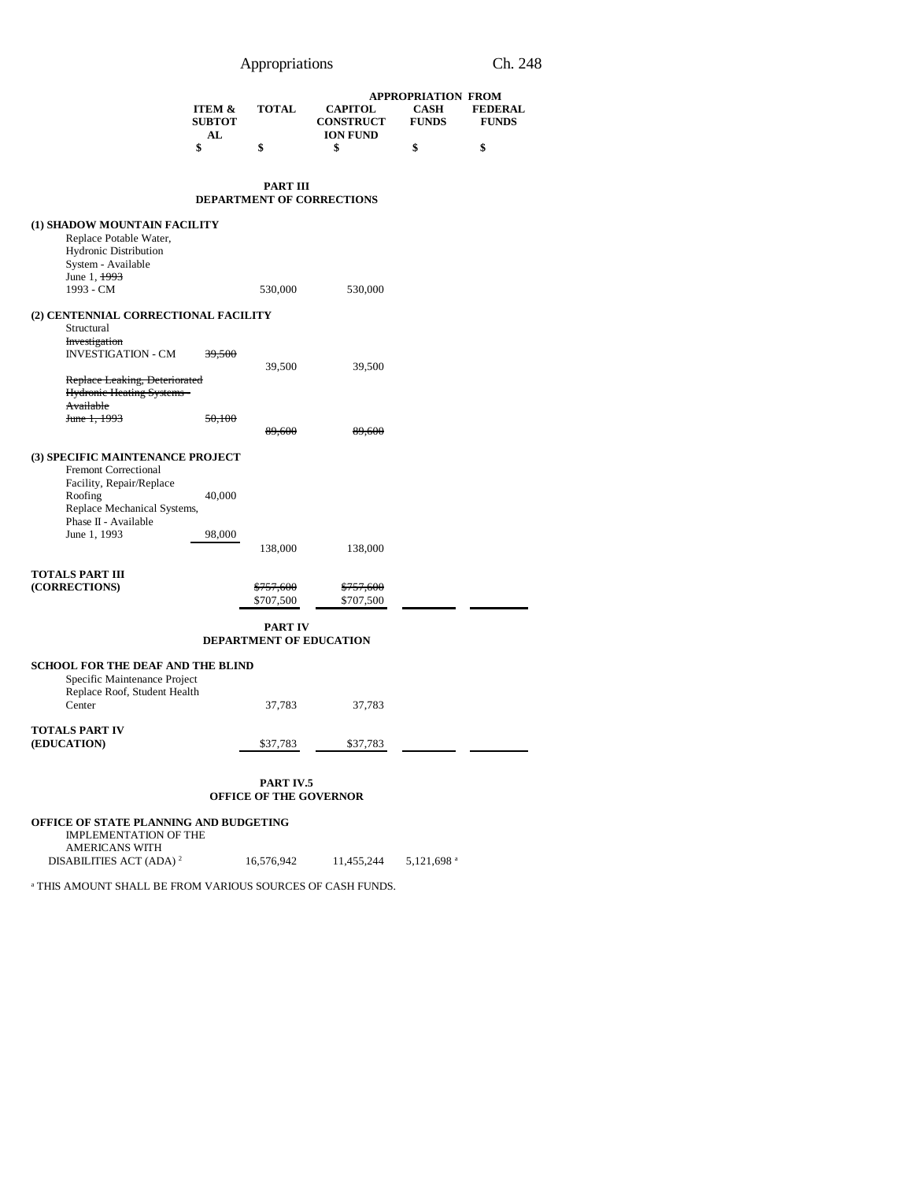| | ITEM & SUBTOTAL | TOTAL | APPROPRIATION FROM CAPITOL CONSTRUCTION FUND | CASH FUNDS | FEDERAL FUNDS |
|---|---|---|---|---|---|
| | $ | $ | $ | $ | $ |

**PART III**
**DEPARTMENT OF CORRECTIONS**

| | ITEM & SUBTOTAL | TOTAL | CAPITOL CONSTRUCTION FUND | CASH FUNDS | FEDERAL FUNDS |
|---|---|---|---|---|---|
| **(1) SHADOW MOUNTAIN FACILITY** | | | | | |
| Replace Potable Water, Hydronic Distribution System - Available June 1, ~~1993~~ 1993 - CM | | 530,000 | 530,000 | | |
| **(2) CENTENNIAL CORRECTIONAL FACILITY** | | | | | |
| Structural ~~Investigation~~ INVESTIGATION - CM | ~~39,500~~ | 39,500 | 39,500 | | |
| ~~Replace Leaking, Deteriorated Hydronic Heating Systems - Available June 1, 1993~~ | ~~50,100~~ | ~~89,600~~ | ~~89,600~~ | | |
| **(3) SPECIFIC MAINTENANCE PROJECT** | | | | | |
| Fremont Correctional Facility, Repair/Replace Roofing | 40,000 | | | | |
| Replace Mechanical Systems, Phase II - Available June 1, 1993 | 98,000 | | | | |
| | | 138,000 | 138,000 | | |
| **TOTALS PART III (CORRECTIONS)** | | ~~$757,600~~ $707,500 | ~~$757,600~~ $707,500 | | |

**PART IV**
**DEPARTMENT OF EDUCATION**

| | ITEM & SUBTOTAL | TOTAL | CAPITOL CONSTRUCTION FUND | CASH FUNDS | FEDERAL FUNDS |
|---|---|---|---|---|---|
| **SCHOOL FOR THE DEAF AND THE BLIND** | | | | | |
| Specific Maintenance Project Replace Roof, Student Health Center | | 37,783 | 37,783 | | |
| **TOTALS PART IV (EDUCATION)** | | $37,783 | $37,783 | | |

**PART IV.5**
**OFFICE OF THE GOVERNOR**

| | ITEM & SUBTOTAL | TOTAL | CAPITOL CONSTRUCTION FUND | CASH FUNDS | FEDERAL FUNDS |
|---|---|---|---|---|---|
| **OFFICE OF STATE PLANNING AND BUDGETING** | | | | | |
| IMPLEMENTATION OF THE AMERICANS WITH DISABILITIES ACT (ADA) [2] | | 16,576,942 | 11,455,244 | 5,121,698 [a] | |

[a] THIS AMOUNT SHALL BE FROM VARIOUS SOURCES OF CASH FUNDS.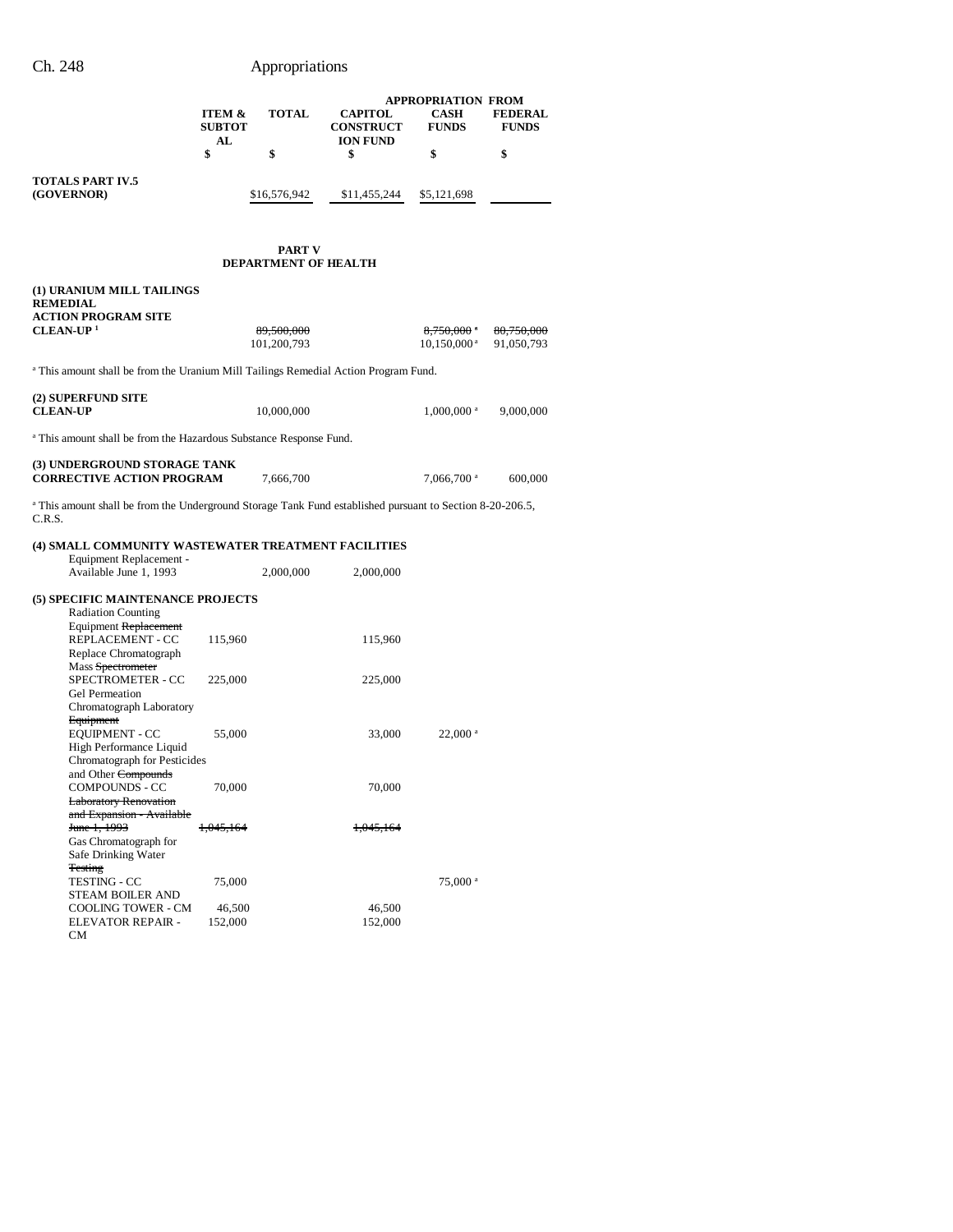| | ITEM & SUBTOTAL | TOTAL | CAPITOL CONSTRUCTION FUND | APPROPRIATION FROM CASH FUNDS | FEDERAL FUNDS |
|---|---|---|---|---|---|
| | $ | $ | $ | $ | $ |
| **TOTALS PART IV.5 (GOVERNOR)** | | $16,576,942 | $11,455,244 | $5,121,698 | |

## PART V
## DEPARTMENT OF HEALTH

| | ITEM & SUBTOTAL | TOTAL | CAPITOL CONSTRUCTION FUND | CASH FUNDS | FEDERAL FUNDS |
|---|---|---|---|---|---|
| **(1) URANIUM MILL TAILINGS REMEDIAL ACTION PROGRAM SITE CLEAN-UP** [1] | | ~~89,500,000~~ 101,200,793 | | ~~8,750,000~~ [a] 10,150,000 [a] | ~~80,750,000~~ 91,050,793 |

[a] This amount shall be from the Uranium Mill Tailings Remedial Action Program Fund.

| | ITEM & SUBTOTAL | TOTAL | CAPITOL CONSTRUCTION FUND | CASH FUNDS | FEDERAL FUNDS |
|---|---|---|---|---|---|
| **(2) SUPERFUND SITE CLEAN-UP** | | 10,000,000 | | 1,000,000 [a] | 9,000,000 |

[a] This amount shall be from the Hazardous Substance Response Fund.

| | ITEM & SUBTOTAL | TOTAL | CAPITOL CONSTRUCTION FUND | CASH FUNDS | FEDERAL FUNDS |
|---|---|---|---|---|---|
| **(3) UNDERGROUND STORAGE TANK CORRECTIVE ACTION PROGRAM** | | 7,666,700 | | 7,066,700 [a] | 600,000 |

[a] This amount shall be from the Underground Storage Tank Fund established pursuant to Section 8-20-206.5, C.R.S.

| | ITEM & SUBTOTAL | TOTAL | CAPITOL CONSTRUCTION FUND | CASH FUNDS | FEDERAL FUNDS |
|---|---|---|---|---|---|
| **(4) SMALL COMMUNITY WASTEWATER TREATMENT FACILITIES** | | | | | |
| Equipment Replacement - Available June 1, 1993 | | 2,000,000 | 2,000,000 | | |
| **(5) SPECIFIC MAINTENANCE PROJECTS** | | | | | |
| Radiation Counting Equipment ~~Replacement~~ REPLACEMENT - CC | 115,960 | | 115,960 | | |
| Replace Chromatograph Mass ~~Spectrometer~~ SPECTROMETER - CC | 225,000 | | 225,000 | | |
| Gel Permeation Chromatograph Laboratory ~~Equipment~~ EQUIPMENT - CC | 55,000 | | 33,000 | 22,000 [a] | |
| High Performance Liquid Chromatograph for Pesticides and Other ~~Compounds~~ COMPOUNDS - CC | 70,000 | | 70,000 | | |
| ~~Laboratory Renovation and Expansion - Available June 1, 1993~~ | ~~1,045,164~~ | | ~~1,045,164~~ | | |
| Gas Chromatograph for Safe Drinking Water ~~Testing~~ TESTING - CC | 75,000 | | | 75,000 [a] | |
| STEAM BOILER AND COOLING TOWER - CM | 46,500 | | 46,500 | | |
| ELEVATOR REPAIR - CM | 152,000 | | 152,000 | | |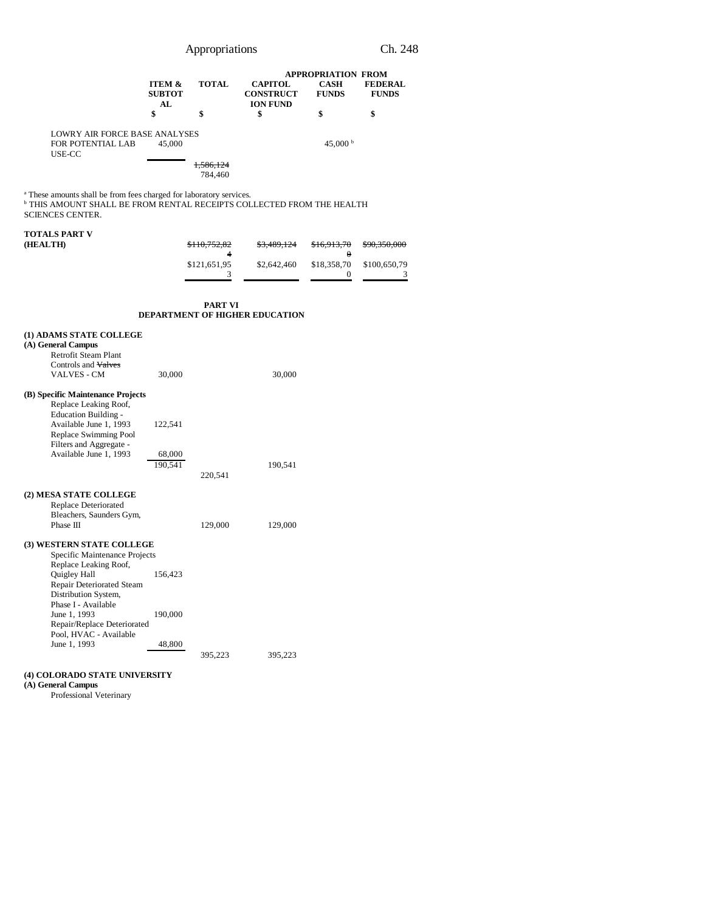| | ITEM & SUBTOTAL | TOTAL | APPROPRIATION FROM CAPITOL CONSTRUCTION FUND | CASH FUNDS | FEDERAL FUNDS |
|---|---|---|---|---|---|
| | $ | $ | $ | $ | $ |
| LOWRY AIR FORCE BASE ANALYSES FOR POTENTIAL LAB USE-CC | 45,000 | | | 45,000 [b] | |
| | | ~~1,586,124~~ 784,460 | | | |

[a] These amounts shall be from fees charged for laboratory services.
[b] THIS AMOUNT SHALL BE FROM RENTAL RECEIPTS COLLECTED FROM THE HEALTH SCIENCES CENTER.

| | ITEM & SUBTOTAL | TOTAL | CAPITOL CONSTRUCTION FUND | CASH FUNDS | FEDERAL FUNDS |
|---|---|---|---|---|---|
| **TOTALS PART V (HEALTH)** | | ~~$110,752,824~~ $121,651,953 | ~~$3,489,124~~ $2,642,460 | ~~$16,913,700~~ $18,358,700 | ~~$90,350,000~~ $100,650,793 |

**PART VI**
**DEPARTMENT OF HIGHER EDUCATION**

| | ITEM & SUBTOTAL | TOTAL | CAPITOL CONSTRUCTION FUND | CASH FUNDS | FEDERAL FUNDS |
|---|---|---|---|---|---|
| **(1) ADAMS STATE COLLEGE** | | | | | |
| **(A) General Campus** | | | | | |
| Retrofit Steam Plant Controls and ~~Valves~~ VALVES - CM | 30,000 | | 30,000 | | |
| **(B) Specific Maintenance Projects** | | | | | |
| Replace Leaking Roof, Education Building - Available June 1, 1993 | 122,541 | | | | |
| Replace Swimming Pool Filters and Aggregate - Available June 1, 1993 | 68,000 | | | | |
| | 190,541 | | 190,541 | | |
| | | 220,541 | | | |
| **(2) MESA STATE COLLEGE** | | | | | |
| Replace Deteriorated Bleachers, Saunders Gym, Phase III | | 129,000 | 129,000 | | |
| **(3) WESTERN STATE COLLEGE** | | | | | |
| Specific Maintenance Projects | | | | | |
| Replace Leaking Roof, Quigley Hall | 156,423 | | | | |
| Repair Deteriorated Steam Distribution System, Phase I - Available June 1, 1993 | 190,000 | | | | |
| Repair/Replace Deteriorated Pool, HVAC - Available June 1, 1993 | 48,800 | | | | |
| | | 395,223 | 395,223 | | |
| **(4) COLORADO STATE UNIVERSITY** | | | | | |
| **(A) General Campus** | | | | | |
| Professional Veterinary | | | | | |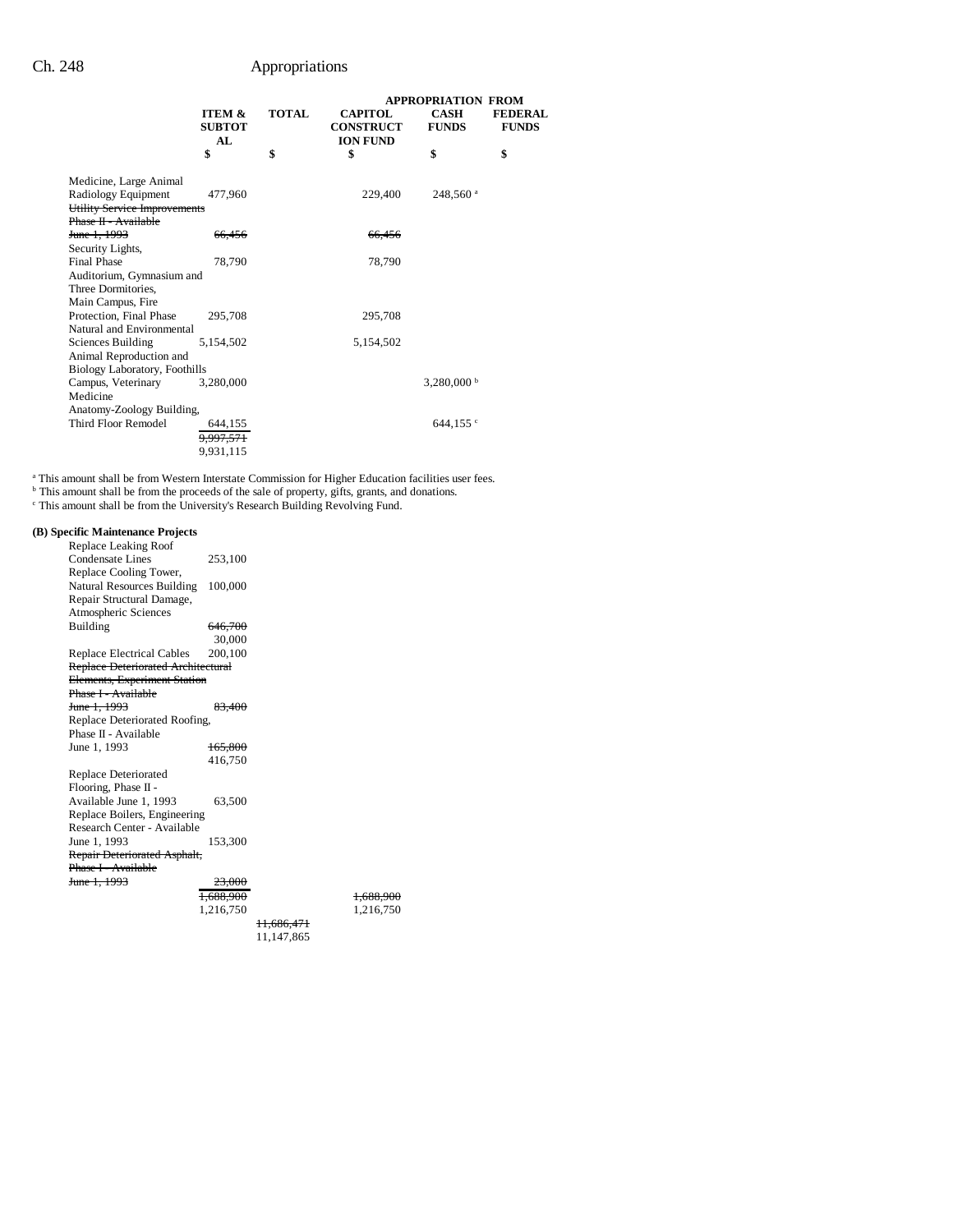| | ITEM & SUBTOTAL | TOTAL | APPROPRIATION FROM CAPITOL CONSTRUCTION FUND | CASH FUNDS | FEDERAL FUNDS |
|---|---|---|---|---|---|
| | $ | $ | $ | $ | $ |
| Medicine, Large Animal Radiology Equipment | 477,960 | | 229,400 | 248,560 [a] | |
| ~~Utility Service Improvements Phase II - Available June 1, 1993~~ | ~~66,456~~ | | ~~66,456~~ | | |
| Security Lights, Final Phase | 78,790 | | 78,790 | | |
| Auditorium, Gymnasium and Three Dormitories, Main Campus, Fire Protection, Final Phase | 295,708 | | 295,708 | | |
| Natural and Environmental Sciences Building | 5,154,502 | | 5,154,502 | | |
| Animal Reproduction and Biology Laboratory, Foothills Campus, Veterinary Medicine | 3,280,000 | | | 3,280,000 [b] | |
| Anatomy-Zoology Building, Third Floor Remodel | 644,155 | | | 644,155 [c] | |
| | ~~9,997,571~~ 9,931,115 | | | | |

[a] This amount shall be from Western Interstate Commission for Higher Education facilities user fees.
[b] This amount shall be from the proceeds of the sale of property, gifts, grants, and donations.
[c] This amount shall be from the University's Research Building Revolving Fund.

**(B) Specific Maintenance Projects**

| | ITEM & SUBTOTAL | TOTAL | CAPITOL CONSTRUCTION FUND | CASH FUNDS | FEDERAL FUNDS |
|---|---|---|---|---|---|
| Replace Leaking Roof Condensate Lines | 253,100 | | | | |
| Replace Cooling Tower, Natural Resources Building | 100,000 | | | | |
| Repair Structural Damage, Atmospheric Sciences Building | ~~646,700~~ 30,000 | | | | |
| Replace Electrical Cables | 200,100 | | | | |
| ~~Replace Deteriorated Architectural Elements, Experiment Station Phase I - Available June 1, 1993~~ | ~~83,400~~ | | | | |
| Replace Deteriorated Roofing, Phase II - Available June 1, 1993 | ~~165,800~~ 416,750 | | | | |
| Replace Deteriorated Flooring, Phase II - Available June 1, 1993 | 63,500 | | | | |
| Replace Boilers, Engineering Research Center - Available June 1, 1993 | 153,300 | | | | |
| ~~Repair Deteriorated Asphalt, Phase I - Available June 1, 1993~~ | ~~23,000~~ | | | | |
| | ~~1,688,900~~ 1,216,750 | | ~~1,688,900~~ 1,216,750 | | |
| | | ~~11,686,471~~ 11,147,865 | | | |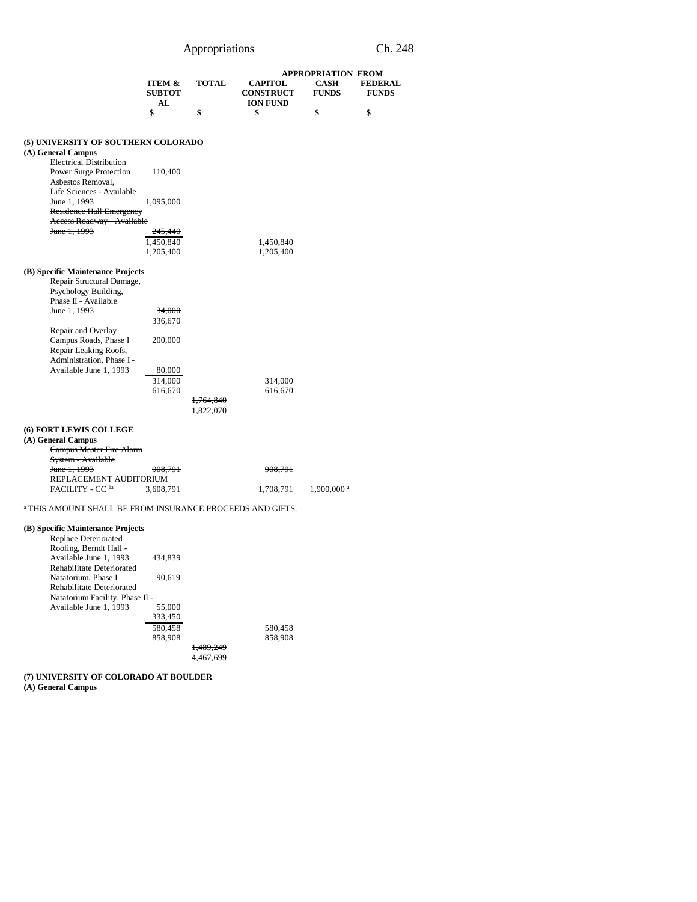| | ITEM & SUBTOTAL | TOTAL | APPROPRIATION FROM CAPITOL CONSTRUCTION FUND | CASH FUNDS | FEDERAL FUNDS |
|---|---|---|---|---|---|
| | $ | $ | $ | $ | $ |
| **(5) UNIVERSITY OF SOUTHERN COLORADO** | | | | | |
| **(A) General Campus** | | | | | |
| Electrical Distribution Power Surge Protection | 110,400 | | | | |
| Asbestos Removal, Life Sciences - Available June 1, 1993 | 1,095,000 | | | | |
| ~~Residence Hall Emergency Access Roadway - Available June 1, 1993~~ | ~~245,440~~ | | | | |
| | ~~1,450,840~~ | | ~~1,450,840~~ | | |
| | 1,205,400 | | 1,205,400 | | |
| **(B) Specific Maintenance Projects** | | | | | |
| Repair Structural Damage, Psychology Building, Phase II - Available June 1, 1993 | ~~34,000~~ | | | | |
| | 336,670 | | | | |
| Repair and Overlay Campus Roads, Phase I | 200,000 | | | | |
| Repair Leaking Roofs, Administration, Phase I - Available June 1, 1993 | 80,000 | | | | |
| | ~~314,000~~ | | ~~314,000~~ | | |
| | 616,670 | | 616,670 | | |
| | | ~~1,764,840~~ | | | |
| | | 1,822,070 | | | |
| **(6) FORT LEWIS COLLEGE** | | | | | |
| **(A) General Campus** | | | | | |
| ~~Campus Master Fire Alarm System - Available June 1, 1993~~ | ~~908,791~~ | | ~~908,791~~ | | |
| REPLACEMENT AUDITORIUM FACILITY - CC [1a] | 3,608,791 | | 1,708,791 | 1,900,000 [a] | |

[a] THIS AMOUNT SHALL BE FROM INSURANCE PROCEEDS AND GIFTS.

| | ITEM & SUBTOTAL | TOTAL | CAPITOL CONSTRUCTION FUND | CASH FUNDS | FEDERAL FUNDS |
|---|---|---|---|---|---|
| **(B) Specific Maintenance Projects** | | | | | |
| Replace Deteriorated Roofing, Berndt Hall - Available June 1, 1993 | 434,839 | | | | |
| Rehabilitate Deteriorated Natatorium, Phase I | 90,619 | | | | |
| Rehabilitate Deteriorated Natatorium Facility, Phase II - Available June 1, 1993 | ~~55,000~~ | | | | |
| | 333,450 | | | | |
| | ~~580,458~~ | | ~~580,458~~ | | |
| | 858,908 | | 858,908 | | |
| | | ~~1,489,249~~ | | | |
| | | 4,467,699 | | | |

**(7) UNIVERSITY OF COLORADO AT BOULDER**

**(A) General Campus**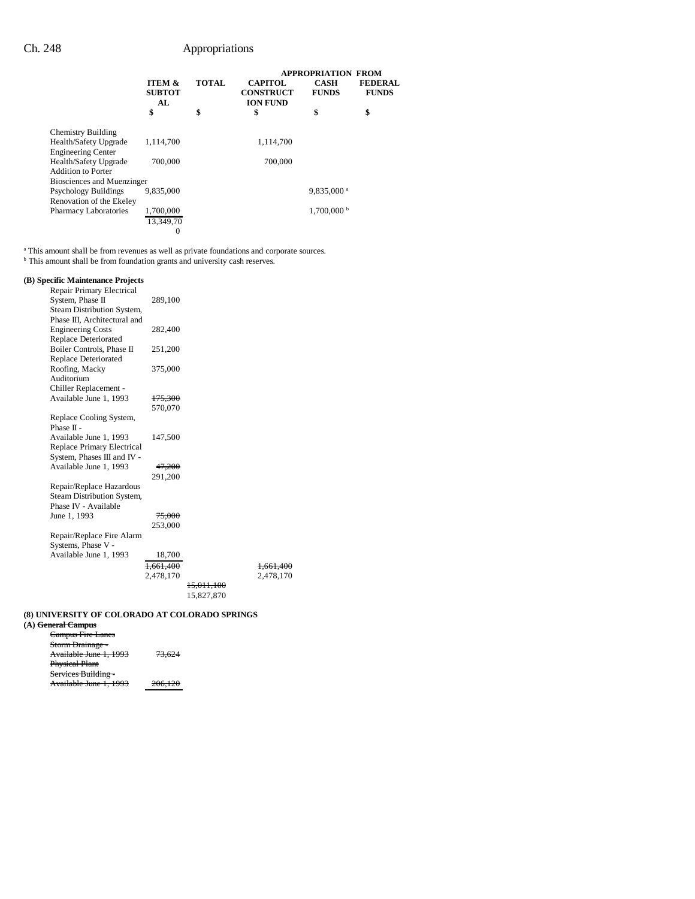| | ITEM & SUBTOTAL | TOTAL | APPROPRIATION FROM CAPITOL CONSTRUCTION FUND | CASH FUNDS | FEDERAL FUNDS |
|---|---|---|---|---|---|
| | $ | $ | $ | $ | $ |
| Chemistry Building Health/Safety Upgrade | 1,114,700 | | 1,114,700 | | |
| Engineering Center Health/Safety Upgrade | 700,000 | | 700,000 | | |
| Addition to Porter Biosciences and Muenzinger Psychology Buildings | 9,835,000 | | | 9,835,000[a] | |
| Renovation of the Ekeley Pharmacy Laboratories | 1,700,000 | | | 1,700,000[b] | |
| | 13,349,700 | | | | |

[a] This amount shall be from revenues as well as private foundations and corporate sources.
[b] This amount shall be from foundation grants and university cash reserves.

**(B) Specific Maintenance Projects**

| | ITEM & SUBTOTAL | TOTAL | CAPITOL CONSTRUCTION FUND | CASH FUNDS | FEDERAL FUNDS |
|---|---|---|---|---|---|
| Repair Primary Electrical System, Phase II | 289,100 | | | | |
| Steam Distribution System, Phase III, Architectural and Engineering Costs | 282,400 | | | | |
| Replace Deteriorated Boiler Controls, Phase II | 251,200 | | | | |
| Replace Deteriorated Roofing, Macky Auditorium | 375,000 | | | | |
| Chiller Replacement - Available June 1, 1993 | ~~175,300~~ 570,070 | | | | |
| Replace Cooling System, Phase II - Available June 1, 1993 | 147,500 | | | | |
| Replace Primary Electrical System, Phases III and IV - Available June 1, 1993 | ~~47,200~~ 291,200 | | | | |
| Repair/Replace Hazardous Steam Distribution System, Phase IV - Available June 1, 1993 | ~~75,000~~ 253,000 | | | | |
| Repair/Replace Fire Alarm Systems, Phase V - Available June 1, 1993 | 18,700 | | | | |
| | ~~1,661,400~~ 2,478,170 | | ~~1,661,400~~ 2,478,170 | | |
| | | ~~15,011,100~~ 15,827,870 | | | |

**(8) UNIVERSITY OF COLORADO AT COLORADO SPRINGS**

**(A) ~~General Campus~~**

| | ITEM & SUBTOTAL |
|---|---|
| ~~Campus Fire Lanes Storm Drainage - Available June 1, 1993~~ | ~~73,624~~ |
| ~~Physical Plant Services Building - Available June 1, 1993~~ | ~~206,120~~ |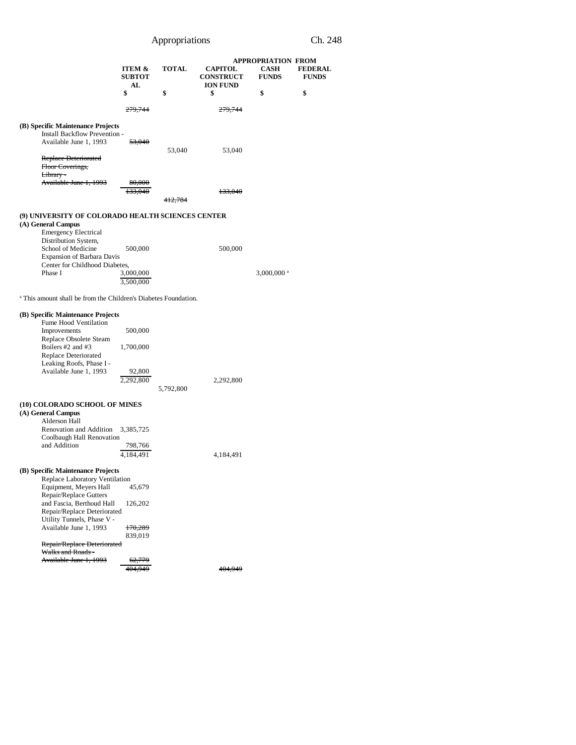| | ITEM & SUBTOTAL | TOTAL | CAPITOL CONSTRUCTION FUND | APPROPRIATION FROM CASH FUNDS | FEDERAL FUNDS |
|---|---|---|---|---|---|
| | $ | $ | $ | $ | $ |
| | ~~279,744~~ | | ~~279,744~~ | | |
| **(B) Specific Maintenance Projects** | | | | | |
| Install Backflow Prevention - Available June 1, 1993 | ~~53,040~~ | 53,040 | 53,040 | | |
| ~~Replace Deteriorated Floor Coverings, Library - Available June 1, 1993~~ | ~~80,000~~ | | | | |
| | ~~133,040~~ | | ~~133,040~~ | | |
| | | ~~412,784~~ | | | |
| **(9) UNIVERSITY OF COLORADO HEALTH SCIENCES CENTER** | | | | | |
| **(A) General Campus** | | | | | |
| Emergency Electrical Distribution System, School of Medicine | 500,000 | | 500,000 | | |
| Expansion of Barbara Davis Center for Childhood Diabetes, Phase I | 3,000,000 | | | 3,000,000[a] | |
| | 3,500,000 | | | | |

[a] This amount shall be from the Children's Diabetes Foundation.

| | ITEM & SUBTOTAL | TOTAL | CAPITOL CONSTRUCTION FUND | CASH FUNDS | FEDERAL FUNDS |
|---|---|---|---|---|---|
| **(B) Specific Maintenance Projects** | | | | | |
| Fume Hood Ventilation Improvements | 500,000 | | | | |
| Replace Obsolete Steam Boilers #2 and #3 | 1,700,000 | | | | |
| Replace Deteriorated Leaking Roofs, Phase I - Available June 1, 1993 | 92,800 | | | | |
| | 2,292,800 | | 2,292,800 | | |
| | | 5,792,800 | | | |
| **(10) COLORADO SCHOOL OF MINES** | | | | | |
| **(A) General Campus** | | | | | |
| Alderson Hall Renovation and Addition | 3,385,725 | | | | |
| Coolbaugh Hall Renovation and Addition | 798,766 | | | | |
| | 4,184,491 | | 4,184,491 | | |
| **(B) Specific Maintenance Projects** | | | | | |
| Replace Laboratory Ventilation Equipment, Meyers Hall | 45,679 | | | | |
| Repair/Replace Gutters and Fascia, Berthoud Hall | 126,202 | | | | |
| Repair/Replace Deteriorated Utility Tunnels, Phase V - Available June 1, 1993 | ~~170,289~~ 839,019 | | | | |
| ~~Repair/Replace Deteriorated Walks and Roads - Available June 1, 1993~~ | ~~62,779~~ | | | | |
| | ~~404,949~~ | | ~~404,949~~ | | |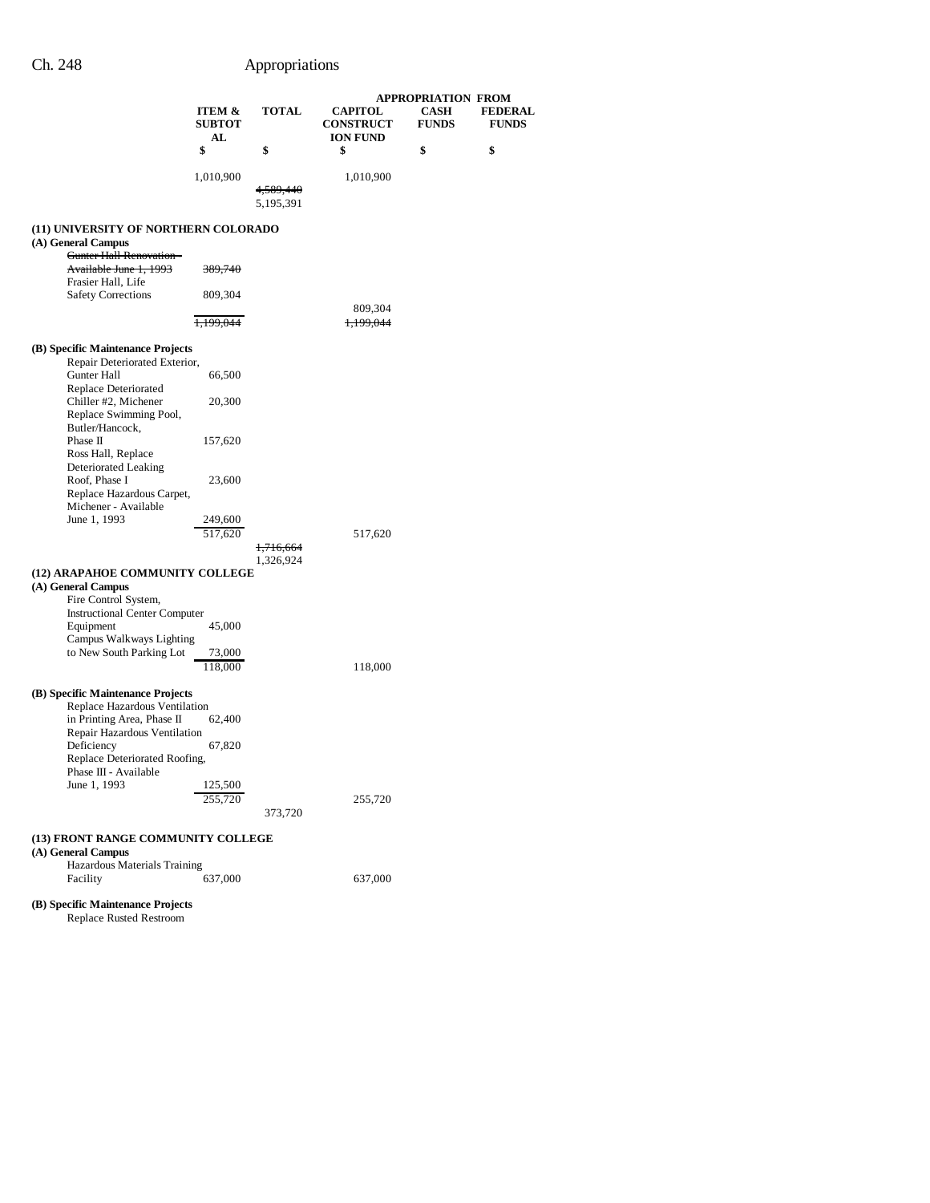| | ITEM & SUBTOTAL | TOTAL | APPROPRIATION FROM CAPITOL CONSTRUCTION FUND | CASH FUNDS | FEDERAL FUNDS |
|---|---|---|---|---|---|
| | $ | $ | $ | $ | $ |
| | 1,010,900 | | 1,010,900 | | |
| | | ~~4,589,440~~ 5,195,391 | | | |
| **(11) UNIVERSITY OF NORTHERN COLORADO** | | | | | |
| **(A) General Campus** | | | | | |
| ~~Gunter Hall Renovation - Available June 1, 1993~~ | ~~389,740~~ | | | | |
| Frasier Hall, Life Safety Corrections | 809,304 | | | | |
| | | | 809,304 | | |
| | ~~1,199,044~~ | | ~~1,199,044~~ | | |
| **(B) Specific Maintenance Projects** | | | | | |
| Repair Deteriorated Exterior, Gunter Hall | 66,500 | | | | |
| Replace Deteriorated Chiller #2, Michener | 20,300 | | | | |
| Replace Swimming Pool, Butler/Hancock, Phase II | 157,620 | | | | |
| Ross Hall, Replace Deteriorated Leaking Roof, Phase I | 23,600 | | | | |
| Replace Hazardous Carpet, Michener - Available June 1, 1993 | 249,600 | | | | |
| | 517,620 | | 517,620 | | |
| | | ~~1,716,664~~ 1,326,924 | | | |
| **(12) ARAPAHOE COMMUNITY COLLEGE** | | | | | |
| **(A) General Campus** | | | | | |
| Fire Control System, Instructional Center Computer Equipment | 45,000 | | | | |
| Campus Walkways Lighting to New South Parking Lot | 73,000 | | | | |
| | 118,000 | | 118,000 | | |
| **(B) Specific Maintenance Projects** | | | | | |
| Replace Hazardous Ventilation in Printing Area, Phase II | 62,400 | | | | |
| Repair Hazardous Ventilation Deficiency | 67,820 | | | | |
| Replace Deteriorated Roofing, Phase III - Available June 1, 1993 | 125,500 | | | | |
| | 255,720 | | 255,720 | | |
| | | 373,720 | | | |
| **(13) FRONT RANGE COMMUNITY COLLEGE** | | | | | |
| **(A) General Campus** | | | | | |
| Hazardous Materials Training Facility | 637,000 | | 637,000 | | |
| **(B) Specific Maintenance Projects** | | | | | |
| Replace Rusted Restroom | | | | | |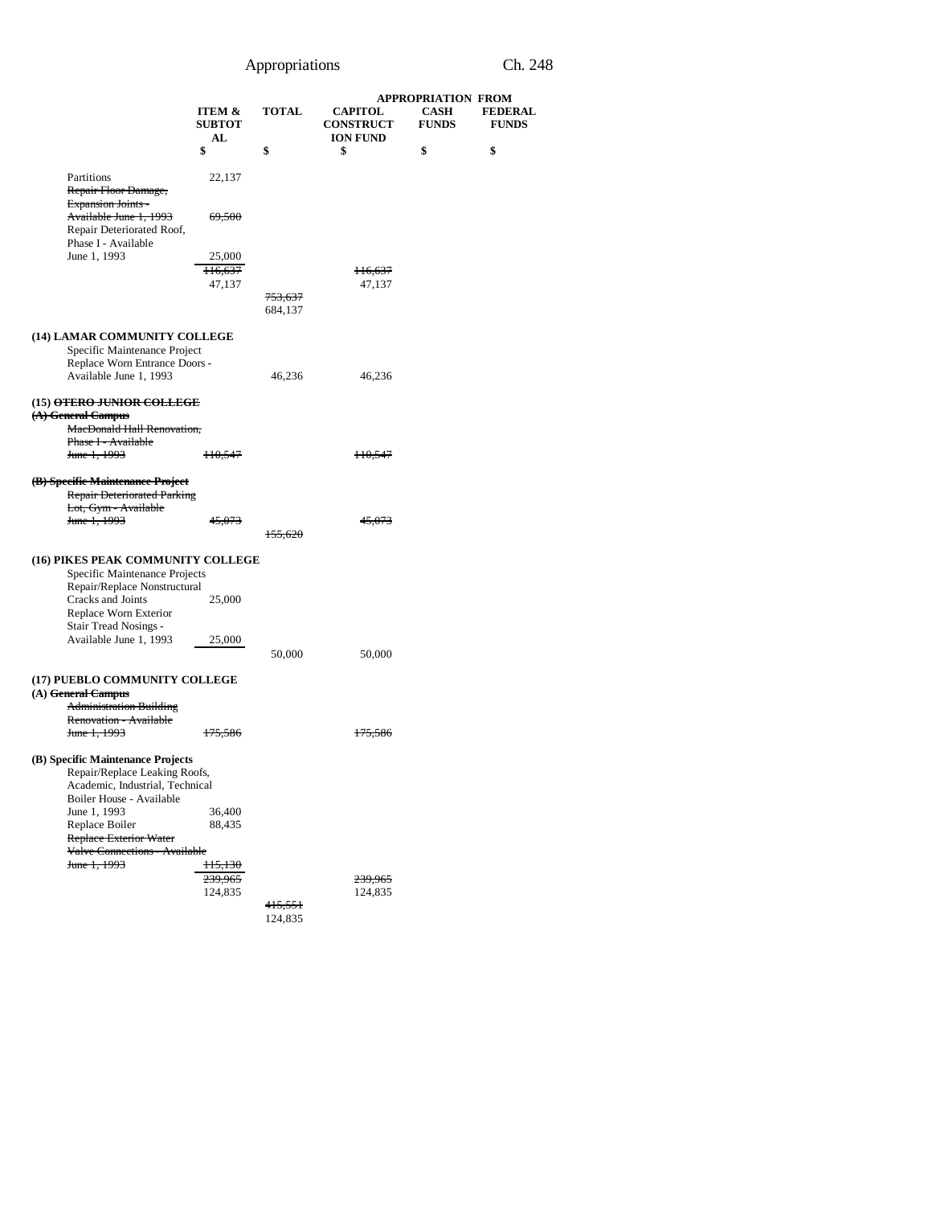| | ITEM & SUBTOTAL | TOTAL | APPROPRIATION FROM CAPITOL CONSTRUCTION FUND | CASH FUNDS | FEDERAL FUNDS |
|---|---|---|---|---|---|
| | $ | $ | $ | $ | $ |
| Partitions | 22,137 | | | | |
| ~~Repair Floor Damage, Expansion Joints - Available June 1, 1993~~ | ~~69,500~~ | | | | |
| Repair Deteriorated Roof, Phase I - Available June 1, 1993 | 25,000 | | | | |
| | ~~116,637~~ 47,137 | | ~~116,637~~ 47,137 | | |
| | | ~~753,637~~ 684,137 | | | |
| **(14) LAMAR COMMUNITY COLLEGE** | | | | | |
| Specific Maintenance Project | | | | | |
| Replace Worn Entrance Doors - Available June 1, 1993 | | 46,236 | 46,236 | | |
| **(15) ~~OTERO JUNIOR COLLEGE~~** | | | | | |
| **~~(A) General Campus~~** | | | | | |
| ~~MacDonald Hall Renovation, Phase I - Available June 1, 1993~~ | ~~110,547~~ | | ~~110,547~~ | | |
| **~~(B) Specific Maintenance Project~~** | | | | | |
| ~~Repair Deteriorated Parking Lot, Gym - Available June 1, 1993~~ | ~~45,073~~ | | ~~45,073~~ | | |
| | | ~~155,620~~ | | | |
| **(16) PIKES PEAK COMMUNITY COLLEGE** | | | | | |
| Specific Maintenance Projects | | | | | |
| Repair/Replace Nonstructural Cracks and Joints | 25,000 | | | | |
| Replace Worn Exterior Stair Tread Nosings - Available June 1, 1993 | 25,000 | | | | |
| | | 50,000 | 50,000 | | |
| **(17) PUEBLO COMMUNITY COLLEGE** | | | | | |
| **(A) ~~General Campus~~** | | | | | |
| ~~Administration Building Renovation - Available June 1, 1993~~ | ~~175,586~~ | | ~~175,586~~ | | |
| **(B) Specific Maintenance Projects** | | | | | |
| Repair/Replace Leaking Roofs, Academic, Industrial, Technical Boiler House - Available June 1, 1993 | 36,400 | | | | |
| Replace Boiler | 88,435 | | | | |
| ~~Replace Exterior Water Valve Connections - Available June 1, 1993~~ | ~~115,130~~ | | | | |
| | ~~239,965~~ 124,835 | | ~~239,965~~ 124,835 | | |
| | | ~~415,551~~ 124,835 | | | |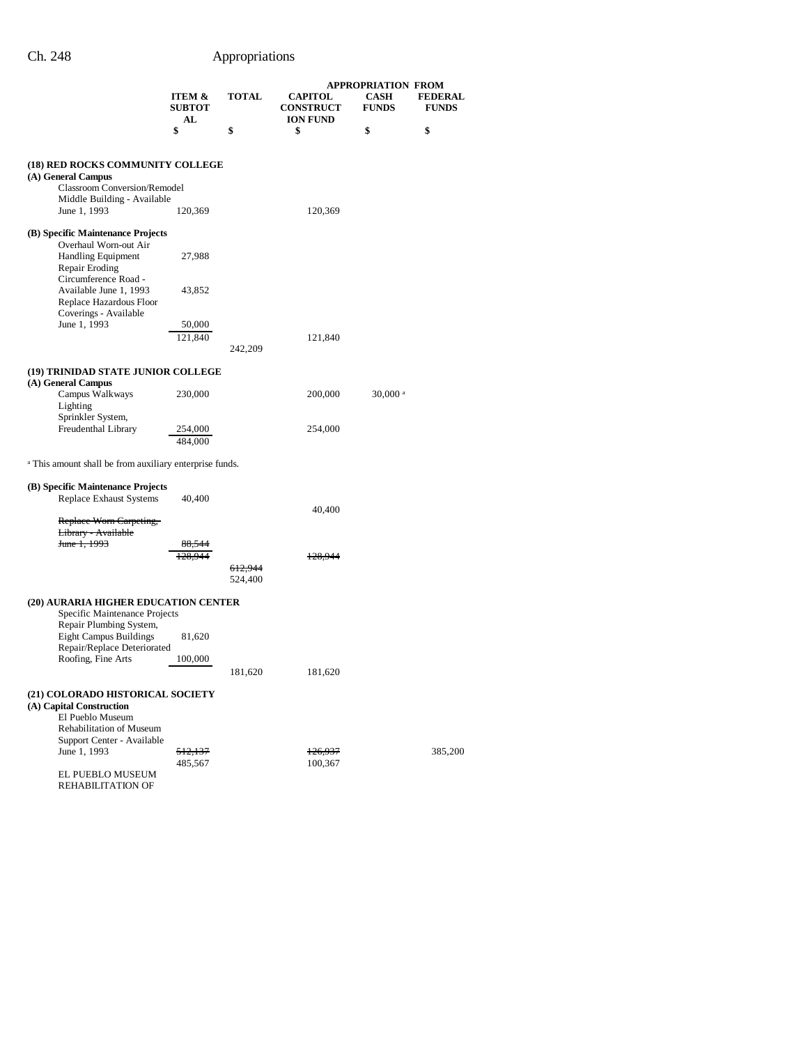| | ITEM & SUBTOTAL | TOTAL | CAPITOL CONSTRUCTION FUND | APPROPRIATION FROM CASH FUNDS | FEDERAL FUNDS |
|---|---|---|---|---|---|
| | $ | $ | $ | $ | $ |
| **(18) RED ROCKS COMMUNITY COLLEGE** | | | | | |
| **(A) General Campus** | | | | | |
| Classroom Conversion/Remodel Middle Building - Available June 1, 1993 | 120,369 | | 120,369 | | |
| **(B) Specific Maintenance Projects** | | | | | |
| Overhaul Worn-out Air Handling Equipment | 27,988 | | | | |
| Repair Eroding Circumference Road - Available June 1, 1993 | 43,852 | | | | |
| Replace Hazardous Floor Coverings - Available June 1, 1993 | 50,000 | | | | |
| | 121,840 | | 121,840 | | |
| | | 242,209 | | | |
| **(19) TRINIDAD STATE JUNIOR COLLEGE** | | | | | |
| **(A) General Campus** | | | | | |
| Campus Walkways Lighting | 230,000 | | 200,000 | 30,000[a] | |
| Sprinkler System, Freudenthal Library | 254,000 | | 254,000 | | |
| | 484,000 | | | | |

[a] This amount shall be from auxiliary enterprise funds.

| | ITEM & SUBTOTAL | TOTAL | CAPITOL CONSTRUCTION FUND | CASH FUNDS | FEDERAL FUNDS |
|---|---|---|---|---|---|
| **(B) Specific Maintenance Projects** | | | | | |
| Replace Exhaust Systems | 40,400 | | 40,400 | | |
| ~~Replace Worn Carpeting, Library - Available June 1, 1993~~ | ~~88,544~~ | | | | |
| | ~~128,944~~ | | ~~128,944~~ | | |
| | | ~~612,944~~ 524,400 | | | |
| **(20) AURARIA HIGHER EDUCATION CENTER** | | | | | |
| Specific Maintenance Projects | | | | | |
| Repair Plumbing System, Eight Campus Buildings | 81,620 | | | | |
| Repair/Replace Deteriorated Roofing, Fine Arts | 100,000 | | | | |
| | | 181,620 | 181,620 | | |
| **(21) COLORADO HISTORICAL SOCIETY** | | | | | |
| **(A) Capital Construction** | | | | | |
| El Pueblo Museum Rehabilitation of Museum Support Center - Available June 1, 1993 | ~~512,137~~ 485,567 | | ~~126,937~~ 100,367 | | 385,200 |
| EL PUEBLO MUSEUM REHABILITATION OF | | | | | |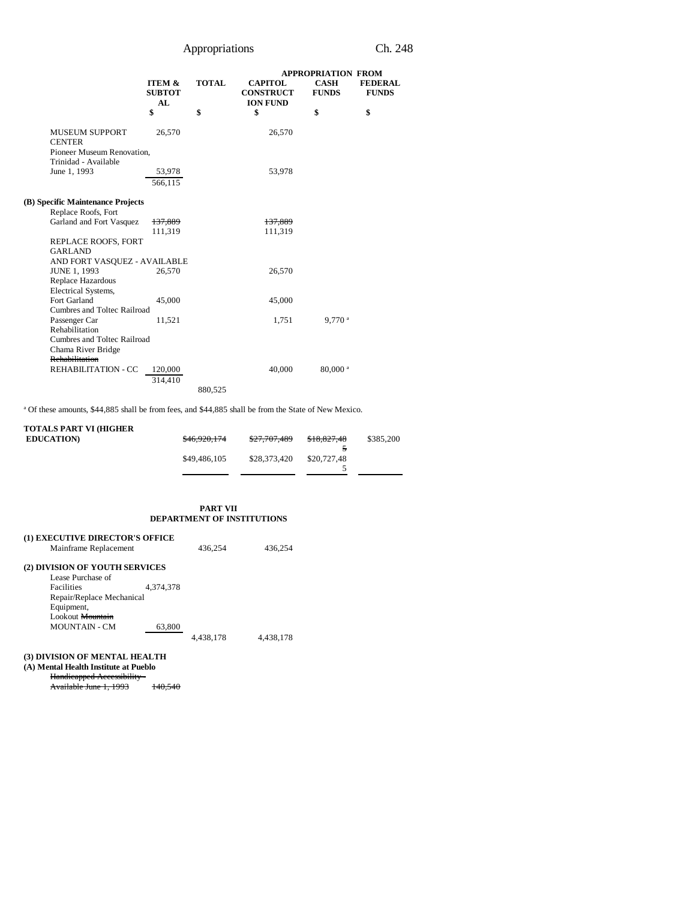| | ITEM & SUBTOTAL | TOTAL | APPROPRIATION FROM CAPITOL CONSTRUCTION FUND | CASH FUNDS | FEDERAL FUNDS |
|---|---|---|---|---|---|
| | $ | $ | $ | $ | $ |
| MUSEUM SUPPORT CENTER | 26,570 | | 26,570 | | |
| Pioneer Museum Renovation, Trinidad - Available June 1, 1993 | 53,978 | | 53,978 | | |
| | 566,115 | | | | |
| **(B) Specific Maintenance Projects** | | | | | |
| Replace Roofs, Fort Garland and Fort Vasquez | ~~137,889~~ 111,319 | | ~~137,889~~ 111,319 | | |
| REPLACE ROOFS, FORT GARLAND AND FORT VASQUEZ - AVAILABLE JUNE 1, 1993 | 26,570 | | 26,570 | | |
| Replace Hazardous Electrical Systems, Fort Garland | 45,000 | | 45,000 | | |
| Cumbres and Toltec Railroad Passenger Car Rehabilitation | 11,521 | | 1,751 | 9,770 [a] | |
| Cumbres and Toltec Railroad Chama River Bridge ~~Rehabilitation~~ REHABILITATION - CC | 120,000 | | 40,000 | 80,000 [a] | |
| | 314,410 | | | | |
| | | 880,525 | | | |

[a] Of these amounts, $44,885 shall be from fees, and $44,885 shall be from the State of New Mexico.

| | | TOTAL | CAPITOL CONSTRUCTION FUND | CASH FUNDS | FEDERAL FUNDS |
|---|---|---|---|---|---|
| **TOTALS PART VI (HIGHER EDUCATION)** | | ~~$46,920,174~~ | ~~$27,707,489~~ | ~~$18,827,485~~ | $385,200 |
| | | $49,486,105 | $28,373,420 | $20,727,485 | |

**PART VII**
**DEPARTMENT OF INSTITUTIONS**

| | ITEM & SUBTOTAL | TOTAL | CAPITOL CONSTRUCTION FUND | CASH FUNDS | FEDERAL FUNDS |
|---|---|---|---|---|---|
| **(1) EXECUTIVE DIRECTOR'S OFFICE** | | | | | |
| Mainframe Replacement | | 436,254 | 436,254 | | |
| **(2) DIVISION OF YOUTH SERVICES** | | | | | |
| Lease Purchase of Facilities | 4,374,378 | | | | |
| Repair/Replace Mechanical Equipment, Lookout ~~Mountain~~ MOUNTAIN - CM | 63,800 | | | | |
| | | 4,438,178 | 4,438,178 | | |
| **(3) DIVISION OF MENTAL HEALTH** | | | | | |
| **(A) Mental Health Institute at Pueblo** | | | | | |
| ~~Handicapped Accessibility - Available June 1, 1993~~ | ~~140,540~~ | | | | |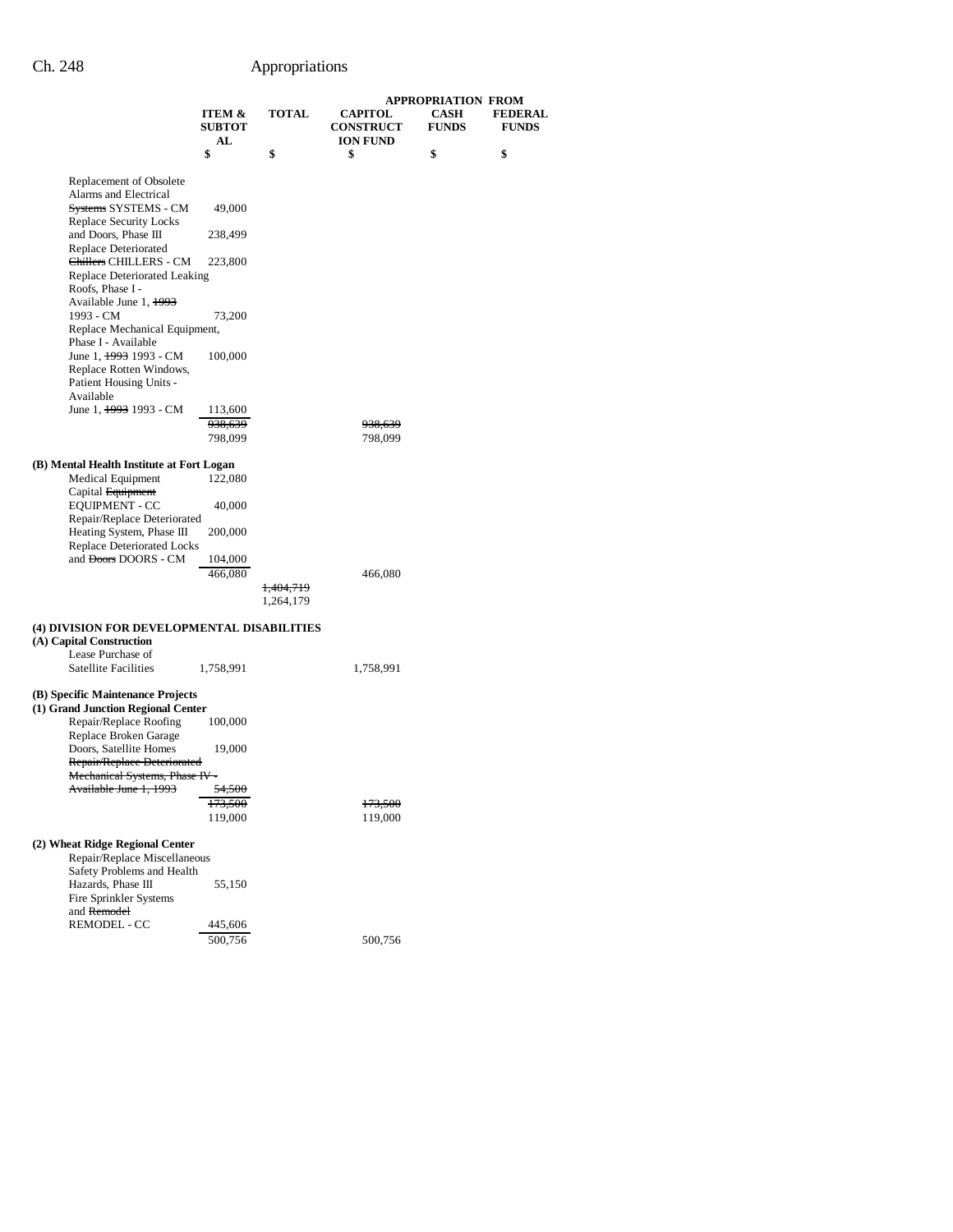| | ITEM & SUBTOTAL | TOTAL | APPROPRIATION FROM CAPITOL CONSTRUCTION FUND | CASH FUNDS | FEDERAL FUNDS |
|---|---|---|---|---|---|
| | $ | $ | $ | $ | $ |
| Replacement of Obsolete Alarms and Electrical ~~Systems~~ SYSTEMS - CM | 49,000 | | | | |
| Replace Security Locks and Doors, Phase III | 238,499 | | | | |
| Replace Deteriorated ~~Chillers~~ CHILLERS - CM | 223,800 | | | | |
| Replace Deteriorated Leaking Roofs, Phase I - Available June 1, ~~1993~~ 1993 - CM | 73,200 | | | | |
| Replace Mechanical Equipment, Phase I - Available June 1, ~~1993~~ 1993 - CM | 100,000 | | | | |
| Replace Rotten Windows, Patient Housing Units - Available June 1, ~~1993~~ 1993 - CM | 113,600 | | | | |
| | ~~938,639~~ 798,099 | | ~~938,639~~ 798,099 | | |
| **(B) Mental Health Institute at Fort Logan** | | | | | |
| Medical Equipment | 122,080 | | | | |
| Capital ~~Equipment~~ EQUIPMENT - CC | 40,000 | | | | |
| Repair/Replace Deteriorated Heating System, Phase III | 200,000 | | | | |
| Replace Deteriorated Locks and ~~Doors~~ DOORS - CM | 104,000 | | | | |
| | 466,080 | | 466,080 | | |
| | | ~~1,404,719~~ 1,264,179 | | | |
| **(4) DIVISION FOR DEVELOPMENTAL DISABILITIES** | | | | | |
| **(A) Capital Construction** | | | | | |
| Lease Purchase of Satellite Facilities | 1,758,991 | | 1,758,991 | | |
| **(B) Specific Maintenance Projects** | | | | | |
| **(1) Grand Junction Regional Center** | | | | | |
| Repair/Replace Roofing | 100,000 | | | | |
| Replace Broken Garage Doors, Satellite Homes | 19,000 | | | | |
| ~~Repair/Replace Deteriorated Mechanical Systems, Phase IV - Available June 1, 1993~~ | ~~54,500~~ | | | | |
| | ~~173,500~~ 119,000 | | ~~173,500~~ 119,000 | | |
| **(2) Wheat Ridge Regional Center** | | | | | |
| Repair/Replace Miscellaneous Safety Problems and Health Hazards, Phase III | 55,150 | | | | |
| Fire Sprinkler Systems and ~~Remodel~~ REMODEL - CC | 445,606 | | | | |
| | 500,756 | | 500,756 | | |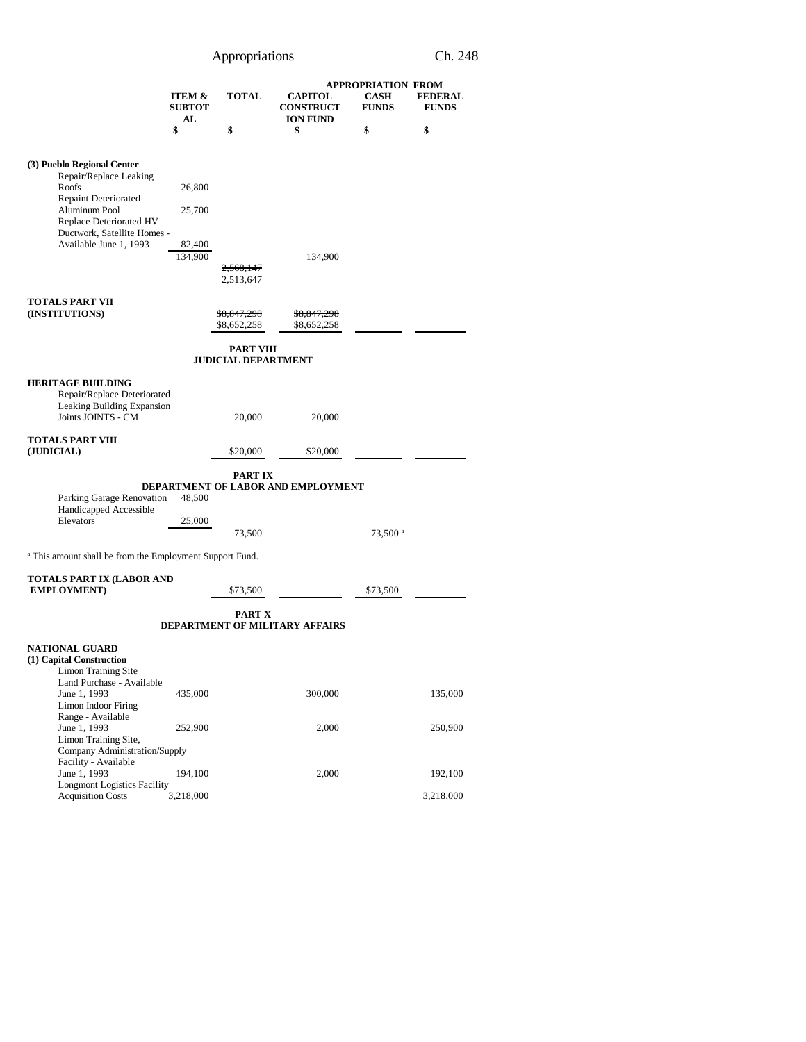| | ITEM & SUBTOTAL | TOTAL | CAPITOL CONSTRUCTION FUND | CASH FUNDS | FEDERAL FUNDS |
|---|---|---|---|---|---|
| | | | APPROPRIATION FROM | | |
| | $ | $ | $ | $ | $ |
| **(3) Pueblo Regional Center** | | | | | |
| Repair/Replace Leaking Roofs | 26,800 | | | | |
| Repaint Deteriorated Aluminum Pool | 25,700 | | | | |
| Replace Deteriorated HV Ductwork, Satellite Homes - Available June 1, 1993 | 82,400 | | | | |
| | 134,900 | | 134,900 | | |
| | | ~~2,568,147~~ 2,513,647 | | | |
| **TOTALS PART VII (INSTITUTIONS)** | | ~~$8,847,298~~ $8,652,258 | ~~$8,847,298~~ $8,652,258 | | |

**PART VIII**
**JUDICIAL DEPARTMENT**

| | ITEM & SUBTOTAL | TOTAL | CAPITOL CONSTRUCTION FUND | CASH FUNDS | FEDERAL FUNDS |
|---|---|---|---|---|---|
| **HERITAGE BUILDING** | | | | | |
| Repair/Replace Deteriorated Leaking Building Expansion ~~Joints~~ JOINTS - CM | | 20,000 | 20,000 | | |
| **TOTALS PART VIII (JUDICIAL)** | | $20,000 | $20,000 | | |

**PART IX**
**DEPARTMENT OF LABOR AND EMPLOYMENT**

| | ITEM & SUBTOTAL | TOTAL | CAPITOL CONSTRUCTION FUND | CASH FUNDS | FEDERAL FUNDS |
|---|---|---|---|---|---|
| Parking Garage Renovation | 48,500 | | | | |
| Handicapped Accessible Elevators | 25,000 | | | | |
| | | 73,500 | | 73,500[a] | |

[a] This amount shall be from the Employment Support Fund.

| | ITEM & SUBTOTAL | TOTAL | CAPITOL CONSTRUCTION FUND | CASH FUNDS | FEDERAL FUNDS |
|---|---|---|---|---|---|
| **TOTALS PART IX (LABOR AND EMPLOYMENT)** | | $73,500 | | $73,500 | |

**PART X**
**DEPARTMENT OF MILITARY AFFAIRS**

| | ITEM & SUBTOTAL | TOTAL | CAPITOL CONSTRUCTION FUND | CASH FUNDS | FEDERAL FUNDS |
|---|---|---|---|---|---|
| **NATIONAL GUARD** | | | | | |
| **(1) Capital Construction** | | | | | |
| Limon Training Site Land Purchase - Available June 1, 1993 | 435,000 | | 300,000 | | 135,000 |
| Limon Indoor Firing Range - Available June 1, 1993 | 252,900 | | 2,000 | | 250,900 |
| Limon Training Site, Company Administration/Supply Facility - Available June 1, 1993 | 194,100 | | 2,000 | | 192,100 |
| Longmont Logistics Facility Acquisition Costs | 3,218,000 | | | | 3,218,000 |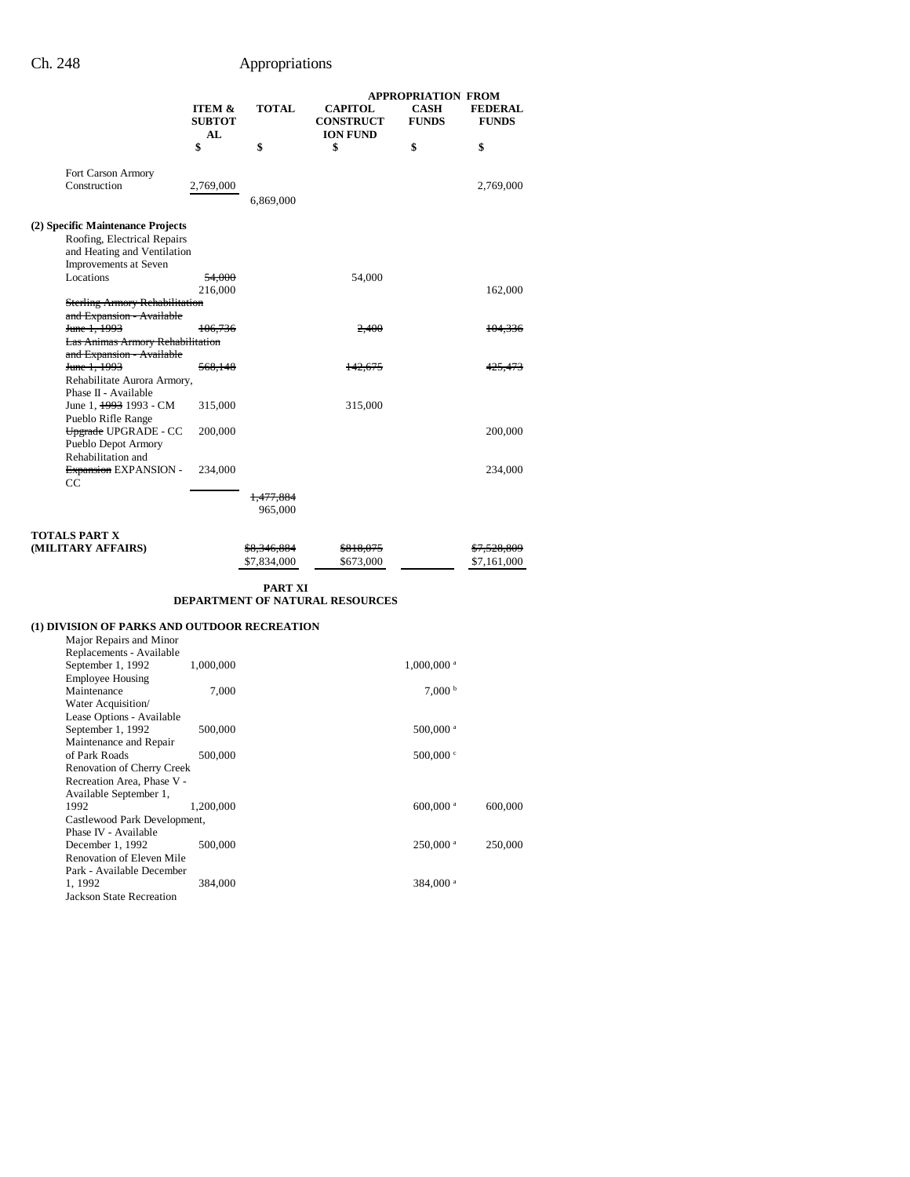| | ITEM & SUBTOTAL | TOTAL | CAPITOL CONSTRUCTION FUND | CASH FUNDS | FEDERAL FUNDS |
|---|---|---|---|---|---|
| | | | APPROPRIATION FROM | | |
| | $ | $ | $ | $ | $ |
| Fort Carson Armory Construction | 2,769,000 | | | | 2,769,000 |
| | | 6,869,000 | | | |
| **(2) Specific Maintenance Projects** | | | | | |
| Roofing, Electrical Repairs and Heating and Ventilation Improvements at Seven Locations | ~~54,000~~ 216,000 | | 54,000 | | 162,000 |
| ~~Sterling Armory Rehabilitation and Expansion - Available June 1, 1993~~ | ~~106,736~~ | | ~~2,400~~ | | ~~104,336~~ |
| ~~Las Animas Armory Rehabilitation and Expansion - Available June 1, 1993~~ | ~~568,148~~ | | ~~142,675~~ | | ~~425,473~~ |
| Rehabilitate Aurora Armory, Phase II - Available June 1, ~~1993~~ 1993 - CM | 315,000 | | 315,000 | | |
| Pueblo Rifle Range ~~Upgrade~~ UPGRADE - CC | 200,000 | | | | 200,000 |
| Pueblo Depot Armory Rehabilitation and ~~Expansion~~ EXPANSION - CC | 234,000 | | | | 234,000 |
| | | ~~1,477,884~~ 965,000 | | | |
| **TOTALS PART X (MILITARY AFFAIRS)** | | ~~$8,346,884~~ $7,834,000 | ~~$818,075~~ $673,000 | | ~~$7,528,809~~ $7,161,000 |

**PART XI**
**DEPARTMENT OF NATURAL RESOURCES**

**(1) DIVISION OF PARKS AND OUTDOOR RECREATION**

| | ITEM & SUBTOTAL | TOTAL | CAPITOL CONSTRUCTION FUND | CASH FUNDS | FEDERAL FUNDS |
|---|---|---|---|---|---|
| Major Repairs and Minor Replacements - Available September 1, 1992 | 1,000,000 | | | 1,000,000 [a] | |
| Employee Housing Maintenance | 7,000 | | | 7,000 [b] | |
| Water Acquisition/ Lease Options - Available September 1, 1992 | 500,000 | | | 500,000 [a] | |
| Maintenance and Repair of Park Roads | 500,000 | | | 500,000 [c] | |
| Renovation of Cherry Creek Recreation Area, Phase V - Available September 1, 1992 | 1,200,000 | | | 600,000 [a] | 600,000 |
| Castlewood Park Development, Phase IV - Available December 1, 1992 | 500,000 | | | 250,000 [a] | 250,000 |
| Renovation of Eleven Mile Park - Available December 1, 1992 | 384,000 | | | 384,000 [a] | |
| Jackson State Recreation | | | | | |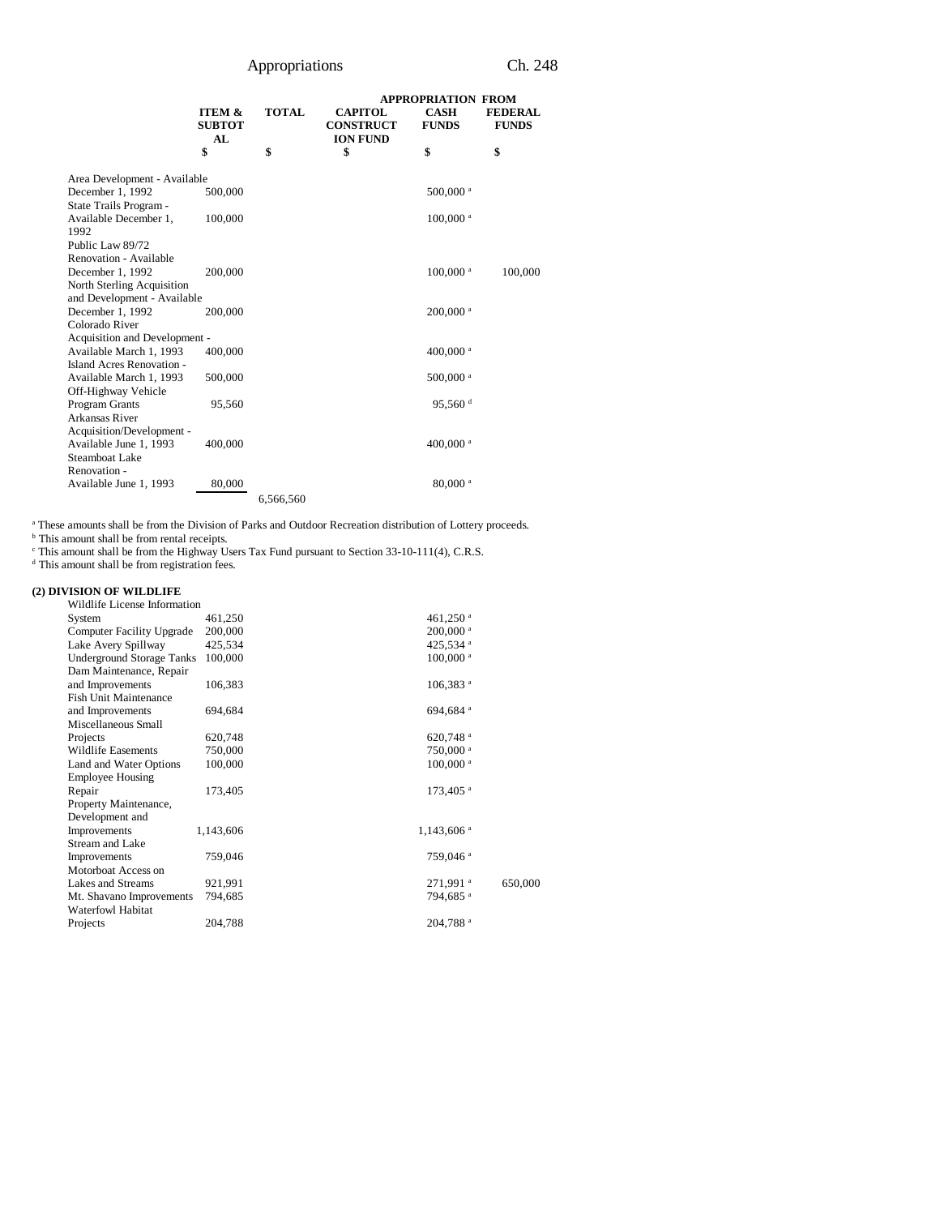| | ITEM & SUBTOTAL | TOTAL | APPROPRIATION FROM CAPITOL CONSTRUCTION FUND | CASH FUNDS | FEDERAL FUNDS |
|---|---|---|---|---|---|
| | $ | $ | $ | $ | $ |
| Area Development - Available December 1, 1992 | 500,000 | | | 500,000 [a] | |
| State Trails Program - Available December 1, 1992 | 100,000 | | | 100,000 [a] | |
| Public Law 89/72 Renovation - Available December 1, 1992 | 200,000 | | | 100,000 [a] | 100,000 |
| North Sterling Acquisition and Development - Available December 1, 1992 | 200,000 | | | 200,000 [a] | |
| Colorado River Acquisition and Development - Available March 1, 1993 | 400,000 | | | 400,000 [a] | |
| Island Acres Renovation - Available March 1, 1993 | 500,000 | | | 500,000 [a] | |
| Off-Highway Vehicle Program Grants | 95,560 | | | 95,560 [d] | |
| Arkansas River Acquisition/Development - Available June 1, 1993 | 400,000 | | | 400,000 [a] | |
| Steamboat Lake Renovation - Available June 1, 1993 | 80,000 | | | 80,000 [a] | |
| | | 6,566,560 | | | |

[a] These amounts shall be from the Division of Parks and Outdoor Recreation distribution of Lottery proceeds.
[b] This amount shall be from rental receipts.
[c] This amount shall be from the Highway Users Tax Fund pursuant to Section 33-10-111(4), C.R.S.
[d] This amount shall be from registration fees.

**(2) DIVISION OF WILDLIFE**

| | ITEM & SUBTOTAL | TOTAL | CAPITOL CONSTRUCTION FUND | CASH FUNDS | FEDERAL FUNDS |
|---|---|---|---|---|---|
| Wildlife License Information System | 461,250 | | | 461,250 [a] | |
| Computer Facility Upgrade | 200,000 | | | 200,000 [a] | |
| Lake Avery Spillway | 425,534 | | | 425,534 [a] | |
| Underground Storage Tanks | 100,000 | | | 100,000 [a] | |
| Dam Maintenance, Repair and Improvements | 106,383 | | | 106,383 [a] | |
| Fish Unit Maintenance and Improvements | 694,684 | | | 694,684 [a] | |
| Miscellaneous Small Projects | 620,748 | | | 620,748 [a] | |
| Wildlife Easements | 750,000 | | | 750,000 [a] | |
| Land and Water Options | 100,000 | | | 100,000 [a] | |
| Employee Housing Repair | 173,405 | | | 173,405 [a] | |
| Property Maintenance, Development and Improvements | 1,143,606 | | | 1,143,606 [a] | |
| Stream and Lake Improvements | 759,046 | | | 759,046 [a] | |
| Motorboat Access on Lakes and Streams | 921,991 | | | 271,991 [a] | 650,000 |
| Mt. Shavano Improvements | 794,685 | | | 794,685 [a] | |
| Waterfowl Habitat Projects | 204,788 | | | 204,788 [a] | |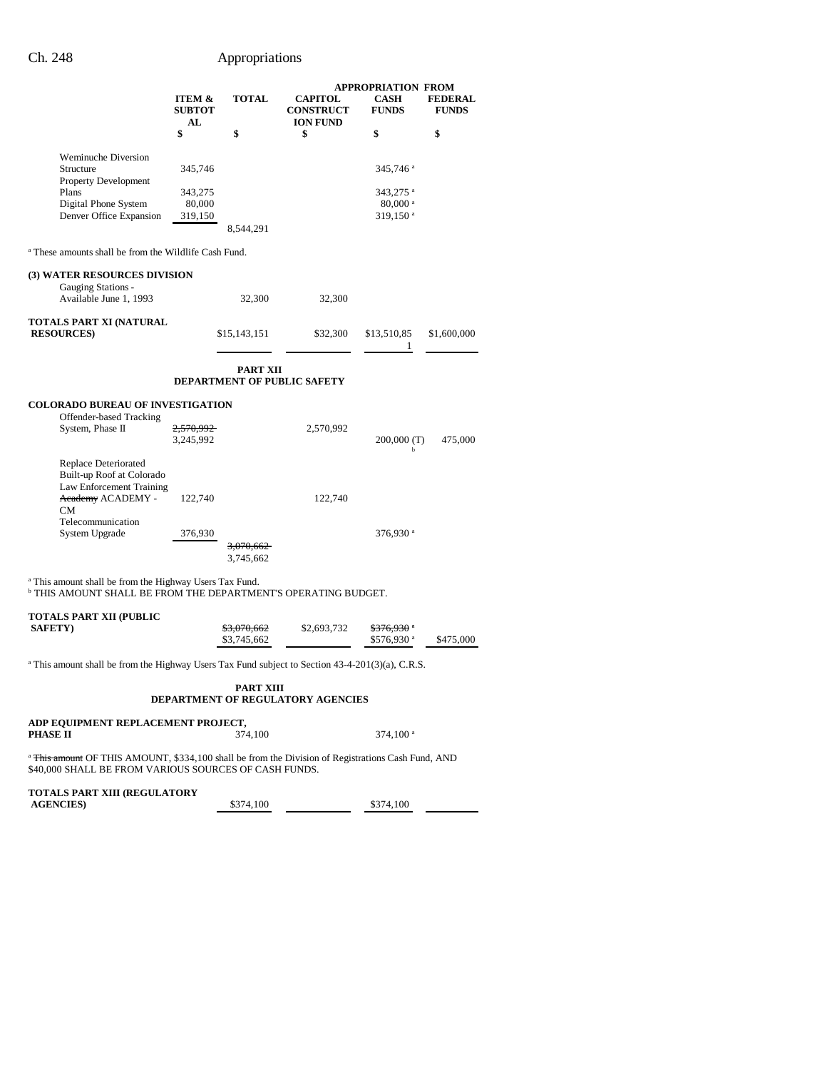| | ITEM & SUBTOTAL | TOTAL | CAPITOL CONSTRUCTION FUND | CASH FUNDS | FEDERAL FUNDS |
|---|---|---|---|---|---|
| | | | APPROPRIATION FROM | | |
| | $ | $ | $ | $ | $ |
| Weminuche Diversion Structure | 345,746 | | | 345,746 [a] | |
| Property Development Plans | 343,275 | | | 343,275 [a] | |
| Digital Phone System | 80,000 | | | 80,000 [a] | |
| Denver Office Expansion | 319,150 | | | 319,150 [a] | |
| | | 8,544,291 | | | |

[a] These amounts shall be from the Wildlife Cash Fund.

**(3) WATER RESOURCES DIVISION**

| | ITEM & SUBTOTAL | TOTAL | CAPITOL CONSTRUCTION FUND | CASH FUNDS | FEDERAL FUNDS |
|---|---|---|---|---|---|
| Gauging Stations - Available June 1, 1993 | | 32,300 | 32,300 | | |
| **TOTALS PART XI (NATURAL RESOURCES)** | | $15,143,151 | $32,300 | $13,510,851 | $1,600,000 |

**PART XII**
**DEPARTMENT OF PUBLIC SAFETY**

**COLORADO BUREAU OF INVESTIGATION**

| | ITEM & SUBTOTAL | TOTAL | CAPITOL CONSTRUCTION FUND | CASH FUNDS | FEDERAL FUNDS |
|---|---|---|---|---|---|
| Offender-based Tracking System, Phase II | ~~2,570,992~~ 3,245,992 | | 2,570,992 | 200,000 (T) [b] | 475,000 |
| Replace Deteriorated Built-up Roof at Colorado Law Enforcement Training ~~Academy~~ ACADEMY - CM | 122,740 | | 122,740 | | |
| Telecommunication System Upgrade | 376,930 | | | 376,930 [a] | |
| | | ~~3,070,662~~ 3,745,662 | | | |

[a] This amount shall be from the Highway Users Tax Fund.
[b] THIS AMOUNT SHALL BE FROM THE DEPARTMENT'S OPERATING BUDGET.

| | ITEM & SUBTOTAL | TOTAL | CAPITOL CONSTRUCTION FUND | CASH FUNDS | FEDERAL FUNDS |
|---|---|---|---|---|---|
| **TOTALS PART XII (PUBLIC SAFETY)** | | ~~$3,070,662~~ $3,745,662 | $2,693,732 | ~~$376,930~~ [a] $576,930 [a] | $475,000 |

[a] This amount shall be from the Highway Users Tax Fund subject to Section 43-4-201(3)(a), C.R.S.

**PART XIII**
**DEPARTMENT OF REGULATORY AGENCIES**

| | ITEM & SUBTOTAL | TOTAL | CAPITOL CONSTRUCTION FUND | CASH FUNDS | FEDERAL FUNDS |
|---|---|---|---|---|---|
| **ADP EQUIPMENT REPLACEMENT PROJECT, PHASE II** | | 374,100 | | 374,100 [a] | |

[a] ~~This amount~~ OF THIS AMOUNT, $334,100 shall be from the Division of Registrations Cash Fund, AND $40,000 SHALL BE FROM VARIOUS SOURCES OF CASH FUNDS.

| | ITEM & SUBTOTAL | TOTAL | CAPITOL CONSTRUCTION FUND | CASH FUNDS | FEDERAL FUNDS |
|---|---|---|---|---|---|
| **TOTALS PART XIII (REGULATORY AGENCIES)** | | $374,100 | | $374,100 | |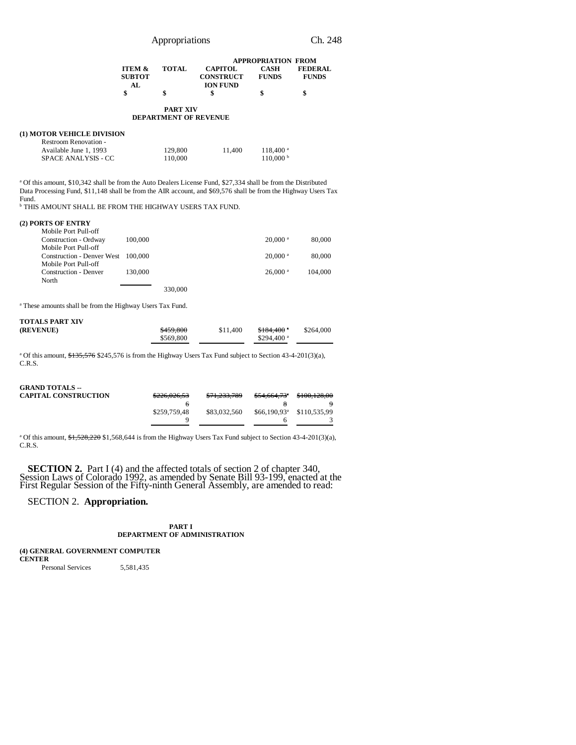| | ITEM & SUBTOTAL | TOTAL | APPROPRIATION FROM CAPITOL CONSTRUCTION FUND | CASH FUNDS | FEDERAL FUNDS |
|---|---|---|---|---|---|
| | $ | $ | $ | $ | $ |

**PART XIV**
**DEPARTMENT OF REVENUE**

| | ITEM & SUBTOTAL | TOTAL | CAPITOL CONSTRUCTION FUND | CASH FUNDS | FEDERAL FUNDS |
|---|---|---|---|---|---|
| **(1) MOTOR VEHICLE DIVISION** | | | | | |
| Restroom Renovation - Available June 1, 1993 | | 129,800 | 11,400 | 118,400 [a] | |
| SPACE ANALYSIS - CC | | 110,000 | | 110,000 [b] | |

[a] Of this amount, $10,342 shall be from the Auto Dealers License Fund, $27,334 shall be from the Distributed Data Processing Fund, $11,148 shall be from the AIR account, and $69,576 shall be from the Highway Users Tax Fund.
[b] THIS AMOUNT SHALL BE FROM THE HIGHWAY USERS TAX FUND.

| | ITEM & SUBTOTAL | TOTAL | CAPITOL CONSTRUCTION FUND | CASH FUNDS | FEDERAL FUNDS |
|---|---|---|---|---|---|
| **(2) PORTS OF ENTRY** | | | | | |
| Mobile Port Pull-off Construction - Ordway | 100,000 | | | 20,000 [a] | 80,000 |
| Mobile Port Pull-off Construction - Denver West | 100,000 | | | 20,000 [a] | 80,000 |
| Mobile Port Pull-off Construction - Denver North | 130,000 | | | 26,000 [a] | 104,000 |
| | | 330,000 | | | |

[a] These amounts shall be from the Highway Users Tax Fund.

| | ITEM & SUBTOTAL | TOTAL | CAPITOL CONSTRUCTION FUND | CASH FUNDS | FEDERAL FUNDS |
|---|---|---|---|---|---|
| **TOTALS PART XIV (REVENUE)** | | ~~$459,800~~ $569,800 | $11,400 | ~~$184,400~~ [a] $294,400 [a] | $264,000 |

[a] Of this amount, ~~$135,576~~ $245,576 is from the Highway Users Tax Fund subject to Section 43-4-201(3)(a), C.R.S.

| | ITEM & SUBTOTAL | TOTAL | CAPITOL CONSTRUCTION FUND | CASH FUNDS | FEDERAL FUNDS |
|---|---|---|---|---|---|
| **GRAND TOTALS -- CAPITAL CONSTRUCTION** | | ~~$226,026,536~~ $259,759,489 | ~~$71,233,789~~ $83,032,560 | ~~$54,664,738~~ [a] $66,190,936 [a] | ~~$100,128,009~~ $110,535,993 |

[a] Of this amount, ~~$1,528,220~~ $1,568,644 is from the Highway Users Tax Fund subject to Section 43-4-201(3)(a), C.R.S.

**SECTION 2.** Part I (4) and the affected totals of section 2 of chapter 340, Session Laws of Colorado 1992, as amended by Senate Bill 93-199, enacted at the First Regular Session of the Fifty-ninth General Assembly, are amended to read:

SECTION 2. **Appropriation.**

**PART I**
**DEPARTMENT OF ADMINISTRATION**

| | ITEM & SUBTOTAL | TOTAL | CAPITOL CONSTRUCTION FUND | CASH FUNDS | FEDERAL FUNDS |
|---|---|---|---|---|---|
| **(4) GENERAL GOVERNMENT COMPUTER CENTER** | | | | | |
| Personal Services | 5,581,435 | | | | |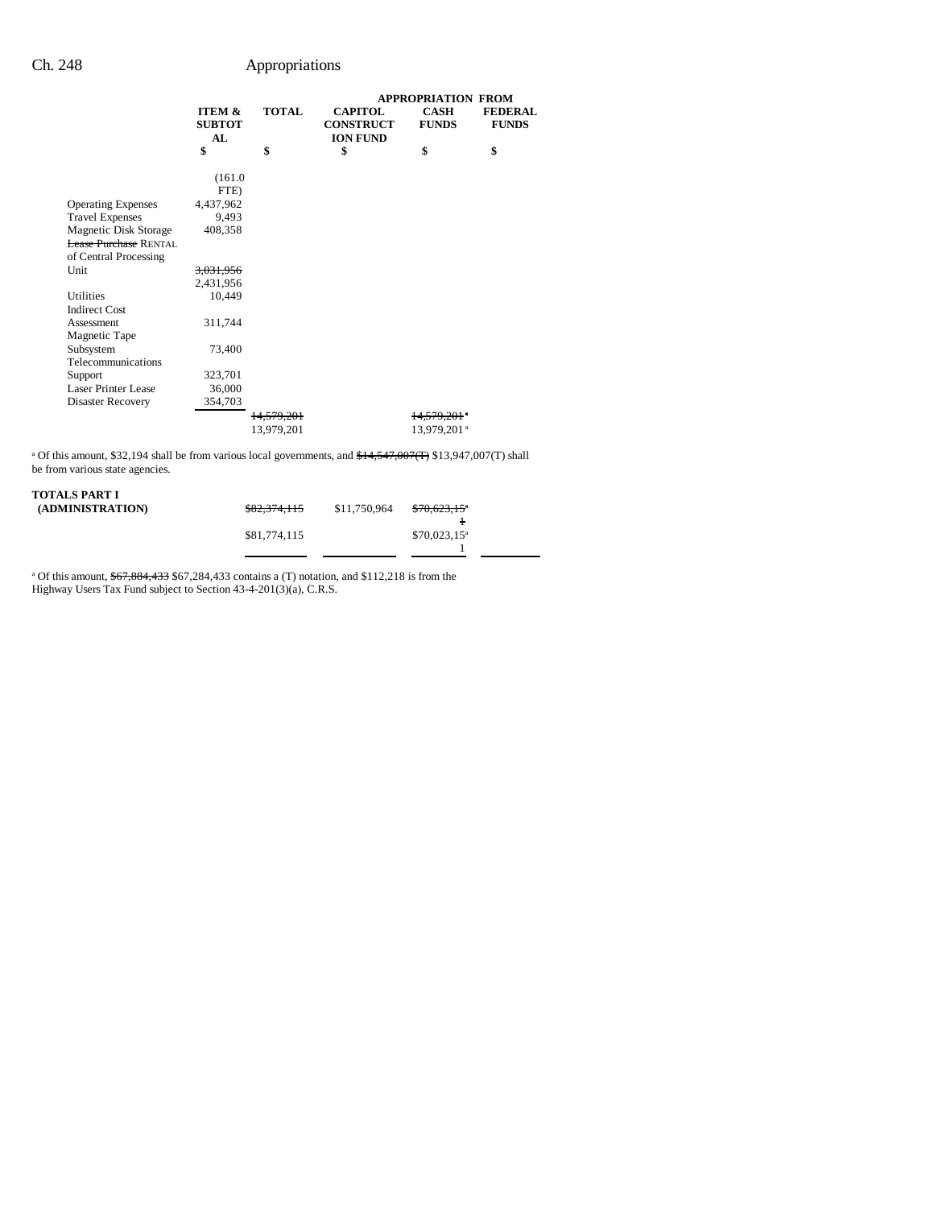| | ITEM & SUBTOTAL | TOTAL | APPROPRIATION FROM CAPITOL CONSTRUCTION FUND | CASH FUNDS | FEDERAL FUNDS |
|---|---|---|---|---|---|
| | $ | $ | $ | $ | $ |
| | (161.0 FTE) | | | | |
| Operating Expenses | 4,437,962 | | | | |
| Travel Expenses | 9,493 | | | | |
| Magnetic Disk Storage | 408,358 | | | | |
| ~~Lease Purchase~~ RENTAL of Central Processing Unit | ~~3,031,956~~ 2,431,956 | | | | |
| Utilities | 10,449 | | | | |
| Indirect Cost Assessment | 311,744 | | | | |
| Magnetic Tape Subsystem | 73,400 | | | | |
| Telecommunications Support | 323,701 | | | | |
| Laser Printer Lease | 36,000 | | | | |
| Disaster Recovery | 354,703 | | | | |
| | | ~~14,579,201~~ 13,979,201 | | ~~14,579,201~~[a] 13,979,201[a] | |

[a] Of this amount, $32,194 shall be from various local governments, and ~~$14,547,007(T)~~ $13,947,007(T) shall be from various state agencies.

| | | TOTAL | CAPITOL CONSTRUCTION FUND | CASH FUNDS | FEDERAL FUNDS |
|---|---|---|---|---|---|
| **TOTALS PART I (ADMINISTRATION)** | | ~~$82,374,115~~ $81,774,115 | $11,750,964 | ~~$70,623,151~~[a] $70,023,151[a] | |

[a] Of this amount, ~~$67,884,433~~ $67,284,433 contains a (T) notation, and $112,218 is from the Highway Users Tax Fund subject to Section 43-4-201(3)(a), C.R.S.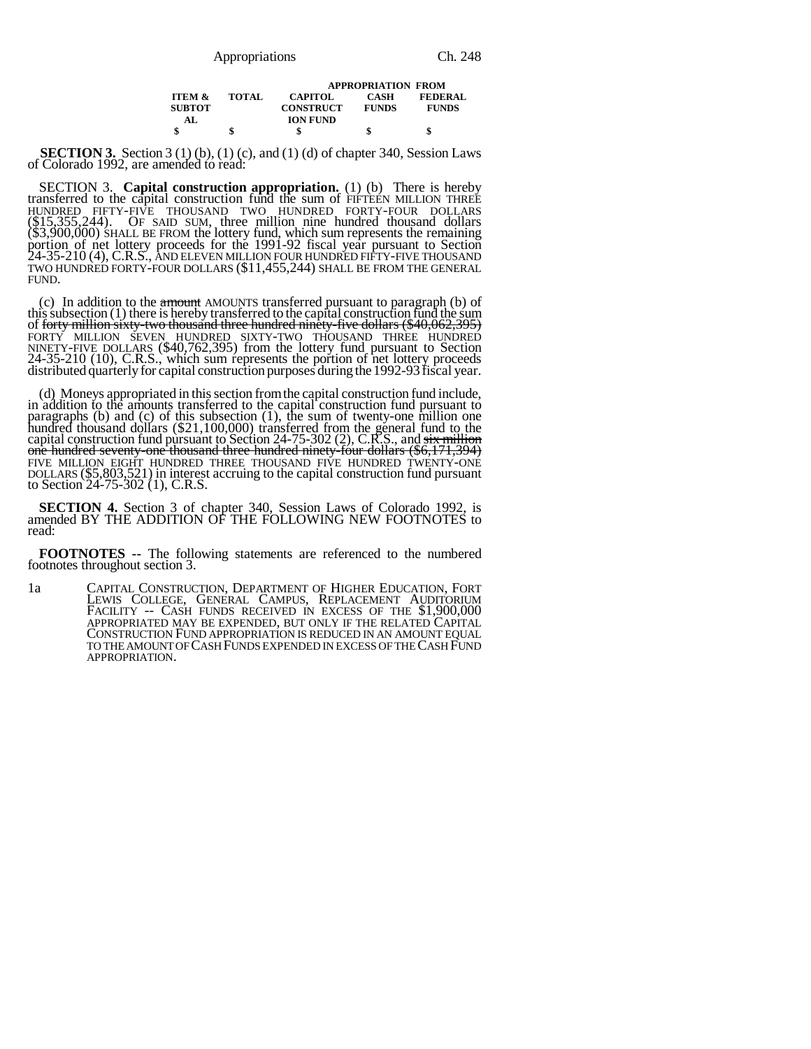| ITEM & SUBTOTAL | TOTAL | APPROPRIATION FROM CAPITOL CONSTRUCTION FUND | CASH FUNDS | FEDERAL FUNDS |
|---|---|---|---|---|
| $ | $ | $ | $ | $ |

**SECTION 3.** Section 3 (1) (b), (1) (c), and (1) (d) of chapter 340, Session Laws of Colorado 1992, are amended to read:

SECTION 3. **Capital construction appropriation.** (1) (b) There is hereby transferred to the capital construction fund the sum of FIFTEEN MILLION THREE HUNDRED FIFTY-FIVE THOUSAND TWO HUNDRED FORTY-FOUR DOLLARS ($15,355,244). OF SAID SUM, three million nine hundred thousand dollars ($3,900,000) SHALL BE FROM the lottery fund, which sum represents the remaining portion of net lottery proceeds for the 1991-92 fiscal year pursuant to Section 24-35-210 (4), C.R.S., AND ELEVEN MILLION FOUR HUNDRED FIFTY-FIVE THOUSAND TWO HUNDRED FORTY-FOUR DOLLARS ($11,455,244) SHALL BE FROM THE GENERAL FUND.

(c) In addition to the ~~amount~~ AMOUNTS transferred pursuant to paragraph (b) of this subsection (1) there is hereby transferred to the capital construction fund the sum of ~~forty million sixty-two thousand three hundred ninety-five dollars ($40,062,395)~~ FORTY MILLION SEVEN HUNDRED SIXTY-TWO THOUSAND THREE HUNDRED NINETY-FIVE DOLLARS ($40,762,395) from the lottery fund pursuant to Section 24-35-210 (10), C.R.S., which sum represents the portion of net lottery proceeds distributed quarterly for capital construction purposes during the 1992-93 fiscal year.

(d) Moneys appropriated in this section from the capital construction fund include, in addition to the amounts transferred to the capital construction fund pursuant to paragraphs (b) and (c) of this subsection (1), the sum of twenty-one million one hundred thousand dollars ($21,100,000) transferred from the general fund to the capital construction fund pursuant to Section 24-75-302 (2), C.R.S., and ~~six million one hundred seventy-one thousand three hundred ninety-four dollars ($6,171,394)~~ FIVE MILLION EIGHT HUNDRED THREE THOUSAND FIVE HUNDRED TWENTY-ONE DOLLARS ($5,803,521) in interest accruing to the capital construction fund pursuant to Section 24-75-302 (1), C.R.S.

**SECTION 4.** Section 3 of chapter 340, Session Laws of Colorado 1992, is amended BY THE ADDITION OF THE FOLLOWING NEW FOOTNOTES to read:

**FOOTNOTES** -- The following statements are referenced to the numbered footnotes throughout section 3.

1a CAPITAL CONSTRUCTION, DEPARTMENT OF HIGHER EDUCATION, FORT LEWIS COLLEGE, GENERAL CAMPUS, REPLACEMENT AUDITORIUM FACILITY -- CASH FUNDS RECEIVED IN EXCESS OF THE $1,900,000 APPROPRIATED MAY BE EXPENDED, BUT ONLY IF THE RELATED CAPITAL CONSTRUCTION FUND APPROPRIATION IS REDUCED IN AN AMOUNT EQUAL TO THE AMOUNT OF CASH FUNDS EXPENDED IN EXCESS OF THE CASH FUND APPROPRIATION.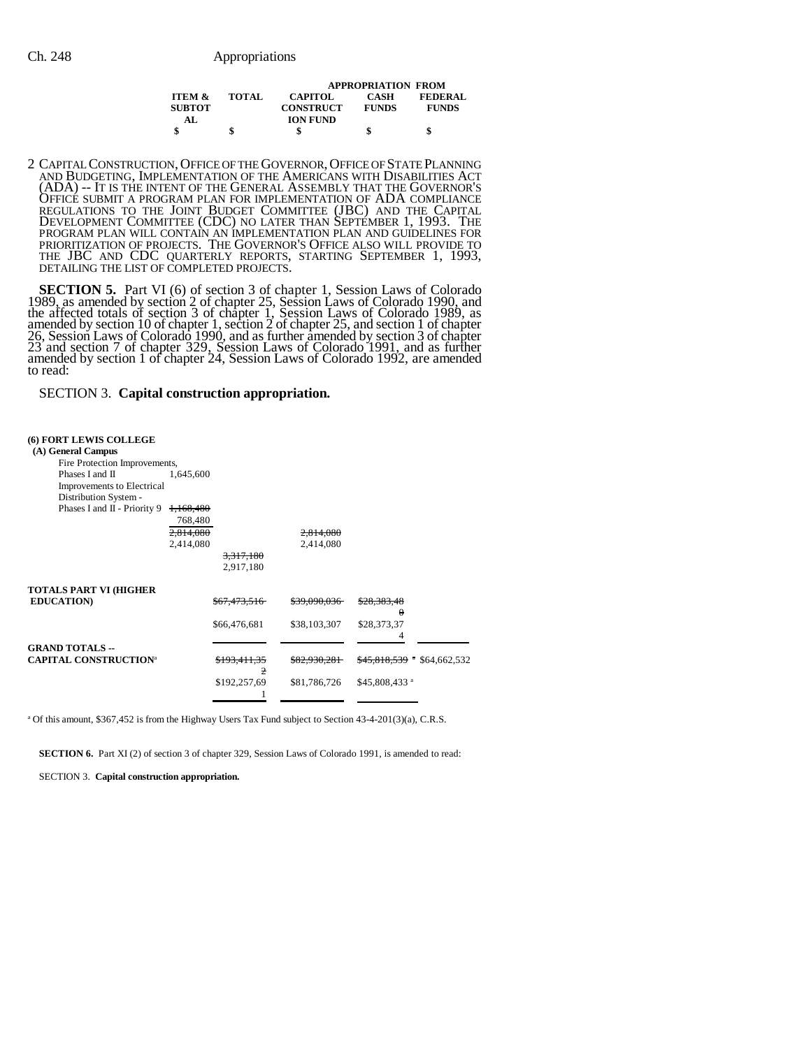| | ITEM & SUBTOTAL | TOTAL | CAPITOL CONSTRUCTION FUND | APPROPRIATION FROM CASH FUNDS | FEDERAL FUNDS |
|---|---|---|---|---|---|
| | $ | $ | $ | $ | $ |

2 CAPITAL CONSTRUCTION, OFFICE OF THE GOVERNOR, OFFICE OF STATE PLANNING AND BUDGETING, IMPLEMENTATION OF THE AMERICANS WITH DISABILITIES ACT (ADA) -- IT IS THE INTENT OF THE GENERAL ASSEMBLY THAT THE GOVERNOR'S OFFICE SUBMIT A PROGRAM PLAN FOR IMPLEMENTATION OF ADA COMPLIANCE REGULATIONS TO THE JOINT BUDGET COMMITTEE (JBC) AND THE CAPITAL DEVELOPMENT COMMITTEE (CDC) NO LATER THAN SEPTEMBER 1, 1993. THE PROGRAM PLAN WILL CONTAIN AN IMPLEMENTATION PLAN AND GUIDELINES FOR PRIORITIZATION OF PROJECTS. THE GOVERNOR'S OFFICE ALSO WILL PROVIDE TO THE JBC AND CDC QUARTERLY REPORTS, STARTING SEPTEMBER 1, 1993, DETAILING THE LIST OF COMPLETED PROJECTS.

**SECTION 5.** Part VI (6) of section 3 of chapter 1, Session Laws of Colorado 1989, as amended by section 2 of chapter 25, Session Laws of Colorado 1990, and the affected totals of section 3 of chapter 1, Session Laws of Colorado 1989, as amended by section 10 of chapter 1, section 2 of chapter 25, and section 1 of chapter 26, Session Laws of Colorado 1990, and as further amended by section 3 of chapter 23 and section 7 of chapter 329, Session Laws of Colorado 1991, and as further amended by section 1 of chapter 24, Session Laws of Colorado 1992, are amended to read:

SECTION 3. **Capital construction appropriation.**

| | ITEM & SUBTOTAL | TOTAL | CAPITOL CONSTRUCTION FUND | CASH FUNDS | FEDERAL FUNDS |
|---|---|---|---|---|---|
| **(6) FORT LEWIS COLLEGE** | | | | | |
| **(A) General Campus** | | | | | |
| Fire Protection Improvements, Phases I and II | 1,645,600 | | | | |
| Improvements to Electrical Distribution System - Phases I and II - Priority 9 | ~~1,168,480~~ 768,480 | | | | |
| | ~~2,814,080~~ 2,414,080 | | ~~2,814,080~~ 2,414,080 | | |
| | | ~~3,317,180~~ 2,917,180 | | | |
| **TOTALS PART VI (HIGHER EDUCATION)** | | ~~$67,473,516~~ $66,476,681 | ~~$39,090,036~~ $38,103,307 | ~~$28,383,480~~ $28,373,374 | |
| **GRAND TOTALS -- CAPITAL CONSTRUCTION**[a] | | ~~$193,411,352~~ $192,257,691 | ~~$82,930,281~~ $81,786,726 | ~~$45,818,539~~ [a] $45,808,433 [a] | $64,662,532 |

[a] Of this amount, $367,452 is from the Highway Users Tax Fund subject to Section 43-4-201(3)(a), C.R.S.

**SECTION 6.** Part XI (2) of section 3 of chapter 329, Session Laws of Colorado 1991, is amended to read:

SECTION 3. **Capital construction appropriation.**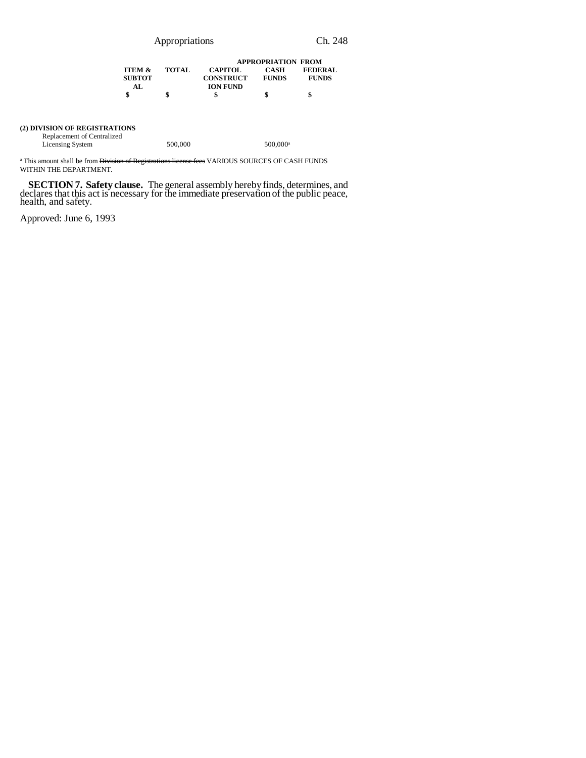| | ITEM & SUBTOTAL | TOTAL | APPROPRIATION FROM CAPITOL CONSTRUCTION FUND | CASH FUNDS | FEDERAL FUNDS |
|---|---|---|---|---|---|
| | $ | $ | $ | $ | $ |
| **(2) DIVISION OF REGISTRATIONS** | | | | | |
| Replacement of Centralized Licensing System | | 500,000 | | 500,000[a] | |

[a] This amount shall be from ~~Division of Registrations license fees~~ VARIOUS SOURCES OF CASH FUNDS WITHIN THE DEPARTMENT.

**SECTION 7. Safety clause.** The general assembly hereby finds, determines, and declares that this act is necessary for the immediate preservation of the public peace, health, and safety.

Approved: June 6, 1993